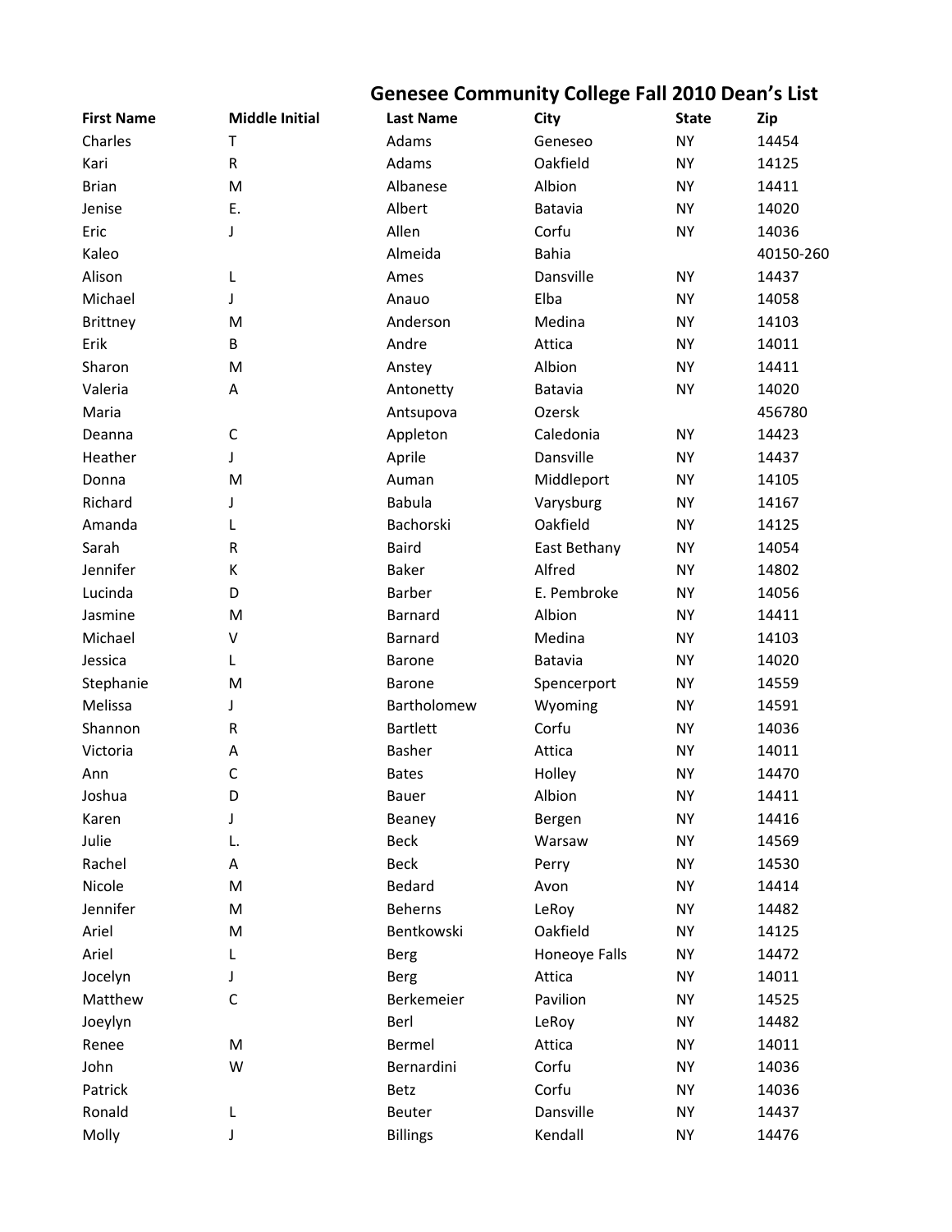# Genesee Community College Fall 2010 Dean's List

| First Name | Middle Initial | Last Name | City | State | Zip |
|---|---|---|---|---|---|
| Charles | T | Adams | Geneseo | NY | 14454 |
| Kari | R | Adams | Oakfield | NY | 14125 |
| Brian | M | Albanese | Albion | NY | 14411 |
| Jenise | E. | Albert | Batavia | NY | 14020 |
| Eric | J | Allen | Corfu | NY | 14036 |
| Kaleo | | Almeida | Bahia | | 40150-260 |
| Alison | L | Ames | Dansville | NY | 14437 |
| Michael | J | Anauo | Elba | NY | 14058 |
| Brittney | M | Anderson | Medina | NY | 14103 |
| Erik | B | Andre | Attica | NY | 14011 |
| Sharon | M | Anstey | Albion | NY | 14411 |
| Valeria | A | Antonetty | Batavia | NY | 14020 |
| Maria | | Antsupova | Ozersk | | 456780 |
| Deanna | C | Appleton | Caledonia | NY | 14423 |
| Heather | J | Aprile | Dansville | NY | 14437 |
| Donna | M | Auman | Middleport | NY | 14105 |
| Richard | J | Babula | Varysburg | NY | 14167 |
| Amanda | L | Bachorski | Oakfield | NY | 14125 |
| Sarah | R | Baird | East Bethany | NY | 14054 |
| Jennifer | K | Baker | Alfred | NY | 14802 |
| Lucinda | D | Barber | E. Pembroke | NY | 14056 |
| Jasmine | M | Barnard | Albion | NY | 14411 |
| Michael | V | Barnard | Medina | NY | 14103 |
| Jessica | L | Barone | Batavia | NY | 14020 |
| Stephanie | M | Barone | Spencerport | NY | 14559 |
| Melissa | J | Bartholomew | Wyoming | NY | 14591 |
| Shannon | R | Bartlett | Corfu | NY | 14036 |
| Victoria | A | Basher | Attica | NY | 14011 |
| Ann | C | Bates | Holley | NY | 14470 |
| Joshua | D | Bauer | Albion | NY | 14411 |
| Karen | J | Beaney | Bergen | NY | 14416 |
| Julie | L. | Beck | Warsaw | NY | 14569 |
| Rachel | A | Beck | Perry | NY | 14530 |
| Nicole | M | Bedard | Avon | NY | 14414 |
| Jennifer | M | Beherns | LeRoy | NY | 14482 |
| Ariel | M | Bentkowski | Oakfield | NY | 14125 |
| Ariel | L | Berg | Honeoye Falls | NY | 14472 |
| Jocelyn | J | Berg | Attica | NY | 14011 |
| Matthew | C | Berkemeier | Pavilion | NY | 14525 |
| Joeylyn | | Berl | LeRoy | NY | 14482 |
| Renee | M | Bermel | Attica | NY | 14011 |
| John | W | Bernardini | Corfu | NY | 14036 |
| Patrick | | Betz | Corfu | NY | 14036 |
| Ronald | L | Beuter | Dansville | NY | 14437 |
| Molly | J | Billings | Kendall | NY | 14476 |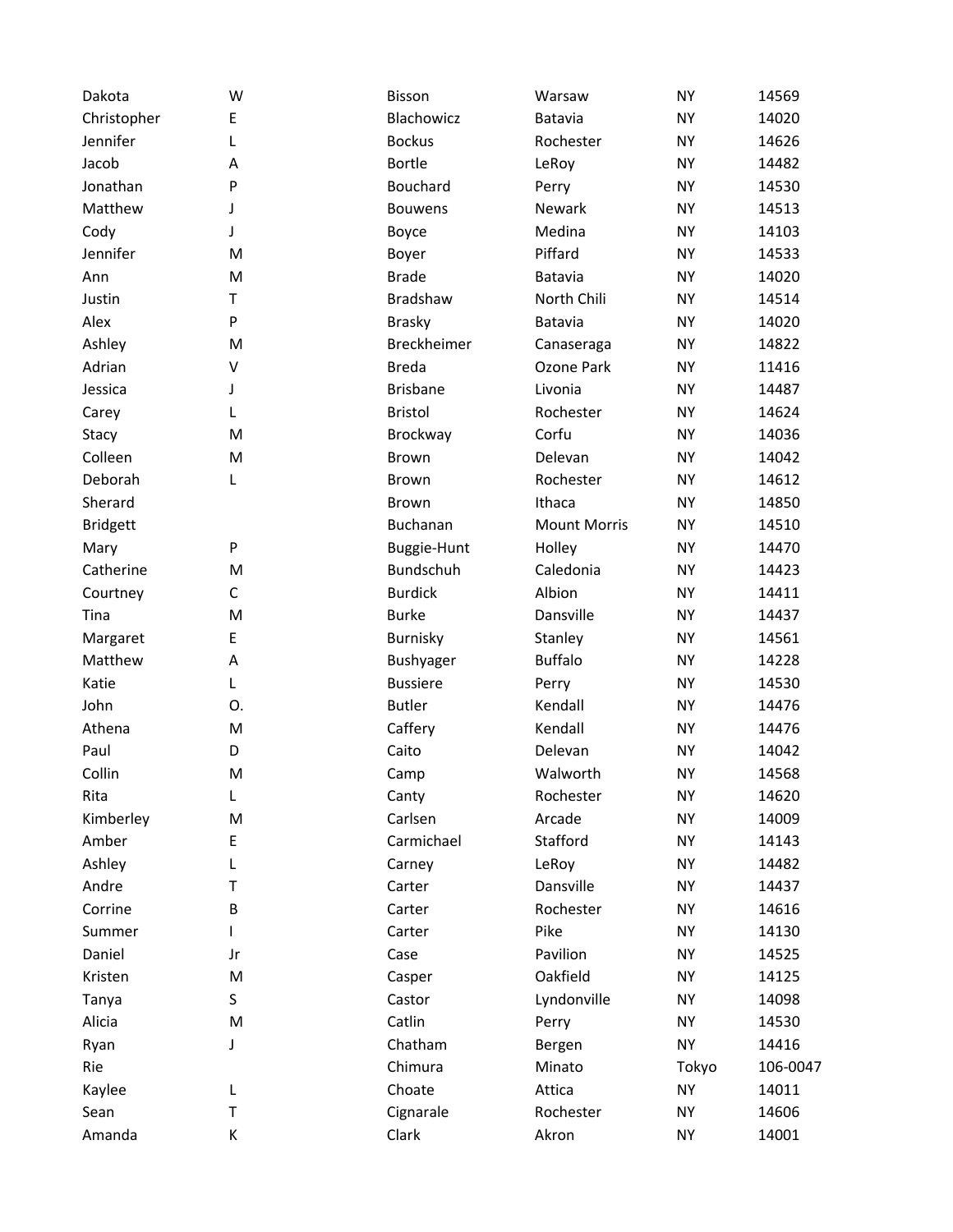| | | | | | |
|---|---|---|---|---|---|
| Dakota | W | Bisson | Warsaw | NY | 14569 |
| Christopher | E | Blachowicz | Batavia | NY | 14020 |
| Jennifer | L | Bockus | Rochester | NY | 14626 |
| Jacob | A | Bortle | LeRoy | NY | 14482 |
| Jonathan | P | Bouchard | Perry | NY | 14530 |
| Matthew | J | Bouwens | Newark | NY | 14513 |
| Cody | J | Boyce | Medina | NY | 14103 |
| Jennifer | M | Boyer | Piffard | NY | 14533 |
| Ann | M | Brade | Batavia | NY | 14020 |
| Justin | T | Bradshaw | North Chili | NY | 14514 |
| Alex | P | Brasky | Batavia | NY | 14020 |
| Ashley | M | Breckheimer | Canaseraga | NY | 14822 |
| Adrian | V | Breda | Ozone Park | NY | 11416 |
| Jessica | J | Brisbane | Livonia | NY | 14487 |
| Carey | L | Bristol | Rochester | NY | 14624 |
| Stacy | M | Brockway | Corfu | NY | 14036 |
| Colleen | M | Brown | Delevan | NY | 14042 |
| Deborah | L | Brown | Rochester | NY | 14612 |
| Sherard | | Brown | Ithaca | NY | 14850 |
| Bridgett | | Buchanan | Mount Morris | NY | 14510 |
| Mary | P | Buggie-Hunt | Holley | NY | 14470 |
| Catherine | M | Bundschuh | Caledonia | NY | 14423 |
| Courtney | C | Burdick | Albion | NY | 14411 |
| Tina | M | Burke | Dansville | NY | 14437 |
| Margaret | E | Burnisky | Stanley | NY | 14561 |
| Matthew | A | Bushyager | Buffalo | NY | 14228 |
| Katie | L | Bussiere | Perry | NY | 14530 |
| John | O. | Butler | Kendall | NY | 14476 |
| Athena | M | Caffery | Kendall | NY | 14476 |
| Paul | D | Caito | Delevan | NY | 14042 |
| Collin | M | Camp | Walworth | NY | 14568 |
| Rita | L | Canty | Rochester | NY | 14620 |
| Kimberley | M | Carlsen | Arcade | NY | 14009 |
| Amber | E | Carmichael | Stafford | NY | 14143 |
| Ashley | L | Carney | LeRoy | NY | 14482 |
| Andre | T | Carter | Dansville | NY | 14437 |
| Corrine | B | Carter | Rochester | NY | 14616 |
| Summer | I | Carter | Pike | NY | 14130 |
| Daniel | Jr | Case | Pavilion | NY | 14525 |
| Kristen | M | Casper | Oakfield | NY | 14125 |
| Tanya | S | Castor | Lyndonville | NY | 14098 |
| Alicia | M | Catlin | Perry | NY | 14530 |
| Ryan | J | Chatham | Bergen | NY | 14416 |
| Rie | | Chimura | Minato | Tokyo | 106-0047 |
| Kaylee | L | Choate | Attica | NY | 14011 |
| Sean | T | Cignarale | Rochester | NY | 14606 |
| Amanda | K | Clark | Akron | NY | 14001 |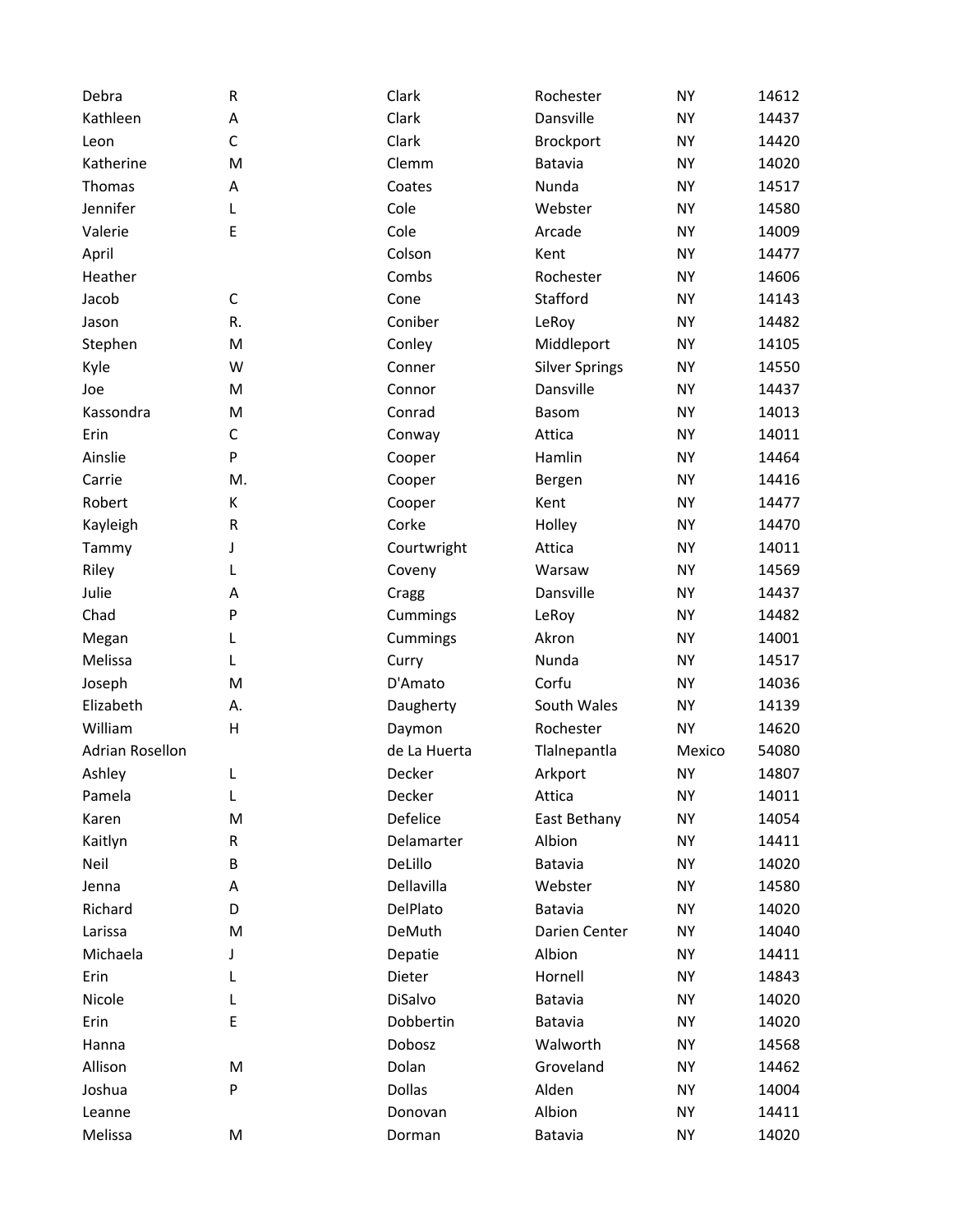| | | | | | |
|---|---|---|---|---|---|
| Debra | R | Clark | Rochester | NY | 14612 |
| Kathleen | A | Clark | Dansville | NY | 14437 |
| Leon | C | Clark | Brockport | NY | 14420 |
| Katherine | M | Clemm | Batavia | NY | 14020 |
| Thomas | A | Coates | Nunda | NY | 14517 |
| Jennifer | L | Cole | Webster | NY | 14580 |
| Valerie | E | Cole | Arcade | NY | 14009 |
| April | | Colson | Kent | NY | 14477 |
| Heather | | Combs | Rochester | NY | 14606 |
| Jacob | C | Cone | Stafford | NY | 14143 |
| Jason | R. | Coniber | LeRoy | NY | 14482 |
| Stephen | M | Conley | Middleport | NY | 14105 |
| Kyle | W | Conner | Silver Springs | NY | 14550 |
| Joe | M | Connor | Dansville | NY | 14437 |
| Kassondra | M | Conrad | Basom | NY | 14013 |
| Erin | C | Conway | Attica | NY | 14011 |
| Ainslie | P | Cooper | Hamlin | NY | 14464 |
| Carrie | M. | Cooper | Bergen | NY | 14416 |
| Robert | K | Cooper | Kent | NY | 14477 |
| Kayleigh | R | Corke | Holley | NY | 14470 |
| Tammy | J | Courtwright | Attica | NY | 14011 |
| Riley | L | Coveny | Warsaw | NY | 14569 |
| Julie | A | Cragg | Dansville | NY | 14437 |
| Chad | P | Cummings | LeRoy | NY | 14482 |
| Megan | L | Cummings | Akron | NY | 14001 |
| Melissa | L | Curry | Nunda | NY | 14517 |
| Joseph | M | D'Amato | Corfu | NY | 14036 |
| Elizabeth | A. | Daugherty | South Wales | NY | 14139 |
| William | H | Daymon | Rochester | NY | 14620 |
| Adrian Rosellon | | de La Huerta | Tlalnepantla | Mexico | 54080 |
| Ashley | L | Decker | Arkport | NY | 14807 |
| Pamela | L | Decker | Attica | NY | 14011 |
| Karen | M | Defelice | East Bethany | NY | 14054 |
| Kaitlyn | R | Delamarter | Albion | NY | 14411 |
| Neil | B | DeLillo | Batavia | NY | 14020 |
| Jenna | A | Dellavilla | Webster | NY | 14580 |
| Richard | D | DelPlato | Batavia | NY | 14020 |
| Larissa | M | DeMuth | Darien Center | NY | 14040 |
| Michaela | J | Depatie | Albion | NY | 14411 |
| Erin | L | Dieter | Hornell | NY | 14843 |
| Nicole | L | DiSalvo | Batavia | NY | 14020 |
| Erin | E | Dobbertin | Batavia | NY | 14020 |
| Hanna | | Dobosz | Walworth | NY | 14568 |
| Allison | M | Dolan | Groveland | NY | 14462 |
| Joshua | P | Dollas | Alden | NY | 14004 |
| Leanne | | Donovan | Albion | NY | 14411 |
| Melissa | M | Dorman | Batavia | NY | 14020 |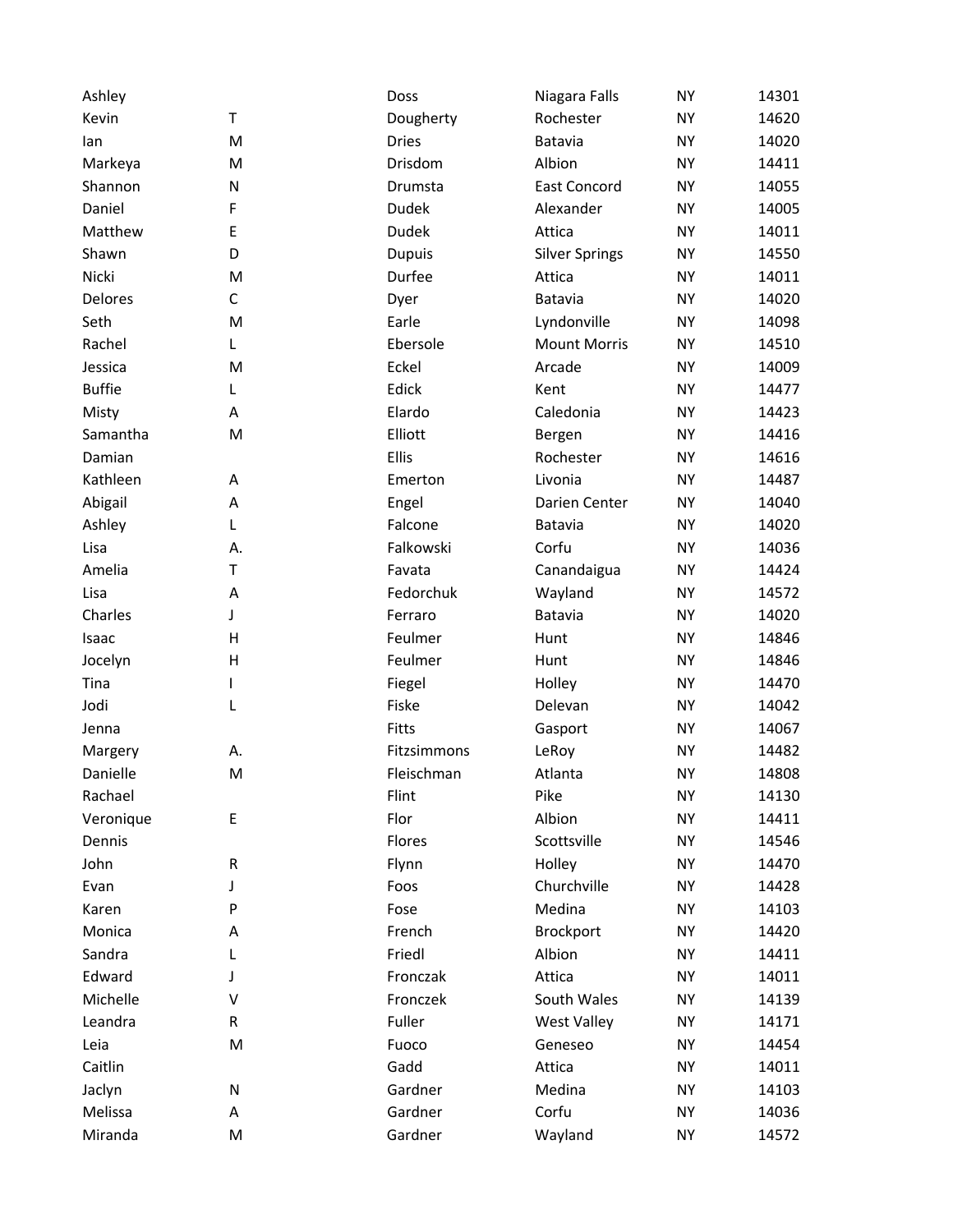| | | | | | |
|---|---|---|---|---|---|
| Ashley | | Doss | Niagara Falls | NY | 14301 |
| Kevin | T | Dougherty | Rochester | NY | 14620 |
| Ian | M | Dries | Batavia | NY | 14020 |
| Markeya | M | Drisdom | Albion | NY | 14411 |
| Shannon | N | Drumsta | East Concord | NY | 14055 |
| Daniel | F | Dudek | Alexander | NY | 14005 |
| Matthew | E | Dudek | Attica | NY | 14011 |
| Shawn | D | Dupuis | Silver Springs | NY | 14550 |
| Nicki | M | Durfee | Attica | NY | 14011 |
| Delores | C | Dyer | Batavia | NY | 14020 |
| Seth | M | Earle | Lyndonville | NY | 14098 |
| Rachel | L | Ebersole | Mount Morris | NY | 14510 |
| Jessica | M | Eckel | Arcade | NY | 14009 |
| Buffie | L | Edick | Kent | NY | 14477 |
| Misty | A | Elardo | Caledonia | NY | 14423 |
| Samantha | M | Elliott | Bergen | NY | 14416 |
| Damian | | Ellis | Rochester | NY | 14616 |
| Kathleen | A | Emerton | Livonia | NY | 14487 |
| Abigail | A | Engel | Darien Center | NY | 14040 |
| Ashley | L | Falcone | Batavia | NY | 14020 |
| Lisa | A. | Falkowski | Corfu | NY | 14036 |
| Amelia | T | Favata | Canandaigua | NY | 14424 |
| Lisa | A | Fedorchuk | Wayland | NY | 14572 |
| Charles | J | Ferraro | Batavia | NY | 14020 |
| Isaac | H | Feulmer | Hunt | NY | 14846 |
| Jocelyn | H | Feulmer | Hunt | NY | 14846 |
| Tina | I | Fiegel | Holley | NY | 14470 |
| Jodi | L | Fiske | Delevan | NY | 14042 |
| Jenna | | Fitts | Gasport | NY | 14067 |
| Margery | A. | Fitzsimmons | LeRoy | NY | 14482 |
| Danielle | M | Fleischman | Atlanta | NY | 14808 |
| Rachael | | Flint | Pike | NY | 14130 |
| Veronique | E | Flor | Albion | NY | 14411 |
| Dennis | | Flores | Scottsville | NY | 14546 |
| John | R | Flynn | Holley | NY | 14470 |
| Evan | J | Foos | Churchville | NY | 14428 |
| Karen | P | Fose | Medina | NY | 14103 |
| Monica | A | French | Brockport | NY | 14420 |
| Sandra | L | Friedl | Albion | NY | 14411 |
| Edward | J | Fronczak | Attica | NY | 14011 |
| Michelle | V | Fronczek | South Wales | NY | 14139 |
| Leandra | R | Fuller | West Valley | NY | 14171 |
| Leia | M | Fuoco | Geneseo | NY | 14454 |
| Caitlin | | Gadd | Attica | NY | 14011 |
| Jaclyn | N | Gardner | Medina | NY | 14103 |
| Melissa | A | Gardner | Corfu | NY | 14036 |
| Miranda | M | Gardner | Wayland | NY | 14572 |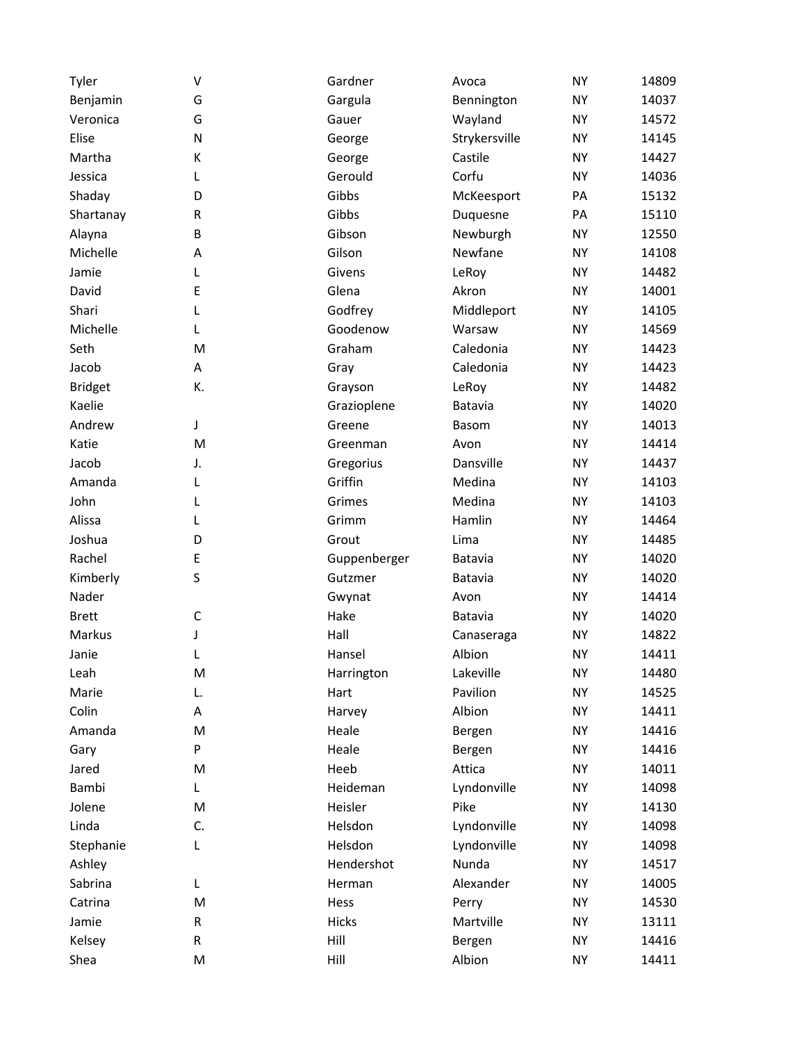| | | | | | |
|---|---|---|---|---|---|
| Tyler | V | Gardner | Avoca | NY | 14809 |
| Benjamin | G | Gargula | Bennington | NY | 14037 |
| Veronica | G | Gauer | Wayland | NY | 14572 |
| Elise | N | George | Strykersville | NY | 14145 |
| Martha | K | George | Castile | NY | 14427 |
| Jessica | L | Gerould | Corfu | NY | 14036 |
| Shaday | D | Gibbs | McKeesport | PA | 15132 |
| Shartanay | R | Gibbs | Duquesne | PA | 15110 |
| Alayna | B | Gibson | Newburgh | NY | 12550 |
| Michelle | A | Gilson | Newfane | NY | 14108 |
| Jamie | L | Givens | LeRoy | NY | 14482 |
| David | E | Glena | Akron | NY | 14001 |
| Shari | L | Godfrey | Middleport | NY | 14105 |
| Michelle | L | Goodenow | Warsaw | NY | 14569 |
| Seth | M | Graham | Caledonia | NY | 14423 |
| Jacob | A | Gray | Caledonia | NY | 14423 |
| Bridget | K. | Grayson | LeRoy | NY | 14482 |
| Kaelie | | Grazioplene | Batavia | NY | 14020 |
| Andrew | J | Greene | Basom | NY | 14013 |
| Katie | M | Greenman | Avon | NY | 14414 |
| Jacob | J. | Gregorius | Dansville | NY | 14437 |
| Amanda | L | Griffin | Medina | NY | 14103 |
| John | L | Grimes | Medina | NY | 14103 |
| Alissa | L | Grimm | Hamlin | NY | 14464 |
| Joshua | D | Grout | Lima | NY | 14485 |
| Rachel | E | Guppenberger | Batavia | NY | 14020 |
| Kimberly | S | Gutzmer | Batavia | NY | 14020 |
| Nader | | Gwynat | Avon | NY | 14414 |
| Brett | C | Hake | Batavia | NY | 14020 |
| Markus | J | Hall | Canaseraga | NY | 14822 |
| Janie | L | Hansel | Albion | NY | 14411 |
| Leah | M | Harrington | Lakeville | NY | 14480 |
| Marie | L. | Hart | Pavilion | NY | 14525 |
| Colin | A | Harvey | Albion | NY | 14411 |
| Amanda | M | Heale | Bergen | NY | 14416 |
| Gary | P | Heale | Bergen | NY | 14416 |
| Jared | M | Heeb | Attica | NY | 14011 |
| Bambi | L | Heideman | Lyndonville | NY | 14098 |
| Jolene | M | Heisler | Pike | NY | 14130 |
| Linda | C. | Helsdon | Lyndonville | NY | 14098 |
| Stephanie | L | Helsdon | Lyndonville | NY | 14098 |
| Ashley | | Hendershot | Nunda | NY | 14517 |
| Sabrina | L | Herman | Alexander | NY | 14005 |
| Catrina | M | Hess | Perry | NY | 14530 |
| Jamie | R | Hicks | Martville | NY | 13111 |
| Kelsey | R | Hill | Bergen | NY | 14416 |
| Shea | M | Hill | Albion | NY | 14411 |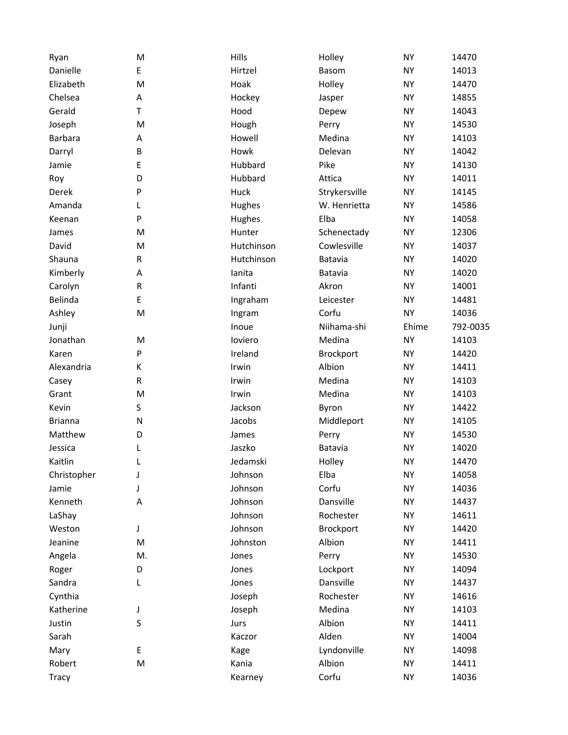| | | | | | |
|---|---|---|---|---|---|
| Ryan | M | Hills | Holley | NY | 14470 |
| Danielle | E | Hirtzel | Basom | NY | 14013 |
| Elizabeth | M | Hoak | Holley | NY | 14470 |
| Chelsea | A | Hockey | Jasper | NY | 14855 |
| Gerald | T | Hood | Depew | NY | 14043 |
| Joseph | M | Hough | Perry | NY | 14530 |
| Barbara | A | Howell | Medina | NY | 14103 |
| Darryl | B | Howk | Delevan | NY | 14042 |
| Jamie | E | Hubbard | Pike | NY | 14130 |
| Roy | D | Hubbard | Attica | NY | 14011 |
| Derek | P | Huck | Strykersville | NY | 14145 |
| Amanda | L | Hughes | W. Henrietta | NY | 14586 |
| Keenan | P | Hughes | Elba | NY | 14058 |
| James | M | Hunter | Schenectady | NY | 12306 |
| David | M | Hutchinson | Cowlesville | NY | 14037 |
| Shauna | R | Hutchinson | Batavia | NY | 14020 |
| Kimberly | A | Ianita | Batavia | NY | 14020 |
| Carolyn | R | Infanti | Akron | NY | 14001 |
| Belinda | E | Ingraham | Leicester | NY | 14481 |
| Ashley | M | Ingram | Corfu | NY | 14036 |
| Junji | | Inoue | Niihama-shi | Ehime | 792-0035 |
| Jonathan | M | Ioviero | Medina | NY | 14103 |
| Karen | P | Ireland | Brockport | NY | 14420 |
| Alexandria | K | Irwin | Albion | NY | 14411 |
| Casey | R | Irwin | Medina | NY | 14103 |
| Grant | M | Irwin | Medina | NY | 14103 |
| Kevin | S | Jackson | Byron | NY | 14422 |
| Brianna | N | Jacobs | Middleport | NY | 14105 |
| Matthew | D | James | Perry | NY | 14530 |
| Jessica | L | Jaszko | Batavia | NY | 14020 |
| Kaitlin | L | Jedamski | Holley | NY | 14470 |
| Christopher | J | Johnson | Elba | NY | 14058 |
| Jamie | J | Johnson | Corfu | NY | 14036 |
| Kenneth | A | Johnson | Dansville | NY | 14437 |
| LaShay | | Johnson | Rochester | NY | 14611 |
| Weston | J | Johnson | Brockport | NY | 14420 |
| Jeanine | M | Johnston | Albion | NY | 14411 |
| Angela | M. | Jones | Perry | NY | 14530 |
| Roger | D | Jones | Lockport | NY | 14094 |
| Sandra | L | Jones | Dansville | NY | 14437 |
| Cynthia | | Joseph | Rochester | NY | 14616 |
| Katherine | J | Joseph | Medina | NY | 14103 |
| Justin | S | Jurs | Albion | NY | 14411 |
| Sarah | | Kaczor | Alden | NY | 14004 |
| Mary | E | Kage | Lyndonville | NY | 14098 |
| Robert | M | Kania | Albion | NY | 14411 |
| Tracy | | Kearney | Corfu | NY | 14036 |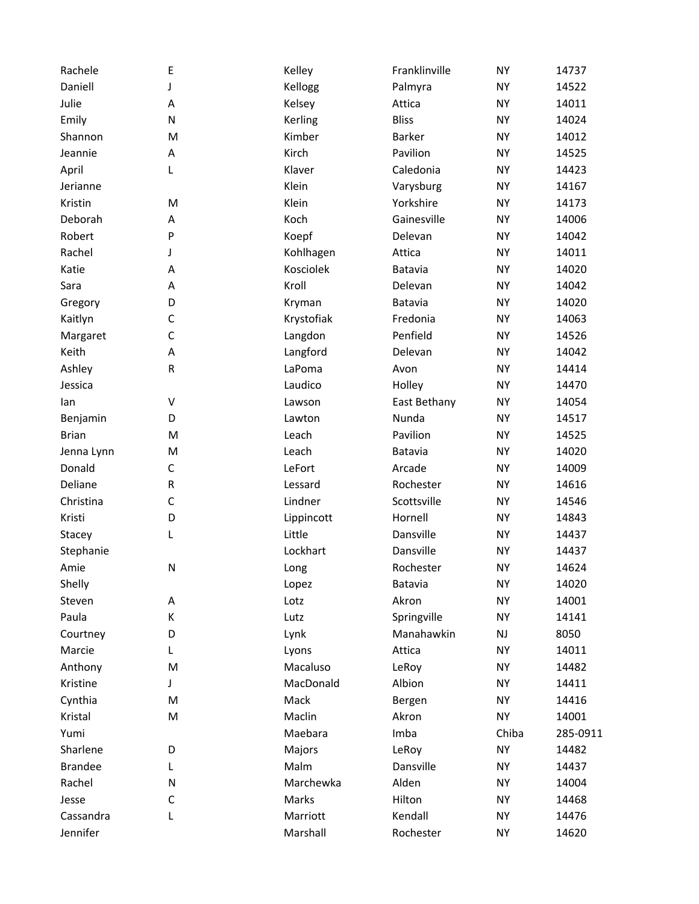| | | | | | |
|---|---|---|---|---|---|
| Rachele | E | Kelley | Franklinville | NY | 14737 |
| Daniell | J | Kellogg | Palmyra | NY | 14522 |
| Julie | A | Kelsey | Attica | NY | 14011 |
| Emily | N | Kerling | Bliss | NY | 14024 |
| Shannon | M | Kimber | Barker | NY | 14012 |
| Jeannie | A | Kirch | Pavilion | NY | 14525 |
| April | L | Klaver | Caledonia | NY | 14423 |
| Jerianne | | Klein | Varysburg | NY | 14167 |
| Kristin | M | Klein | Yorkshire | NY | 14173 |
| Deborah | A | Koch | Gainesville | NY | 14006 |
| Robert | P | Koepf | Delevan | NY | 14042 |
| Rachel | J | Kohlhagen | Attica | NY | 14011 |
| Katie | A | Kosciolek | Batavia | NY | 14020 |
| Sara | A | Kroll | Delevan | NY | 14042 |
| Gregory | D | Kryman | Batavia | NY | 14020 |
| Kaitlyn | C | Krystofiak | Fredonia | NY | 14063 |
| Margaret | C | Langdon | Penfield | NY | 14526 |
| Keith | A | Langford | Delevan | NY | 14042 |
| Ashley | R | LaPoma | Avon | NY | 14414 |
| Jessica | | Laudico | Holley | NY | 14470 |
| Ian | V | Lawson | East Bethany | NY | 14054 |
| Benjamin | D | Lawton | Nunda | NY | 14517 |
| Brian | M | Leach | Pavilion | NY | 14525 |
| Jenna Lynn | M | Leach | Batavia | NY | 14020 |
| Donald | C | LeFort | Arcade | NY | 14009 |
| Deliane | R | Lessard | Rochester | NY | 14616 |
| Christina | C | Lindner | Scottsville | NY | 14546 |
| Kristi | D | Lippincott | Hornell | NY | 14843 |
| Stacey | L | Little | Dansville | NY | 14437 |
| Stephanie | | Lockhart | Dansville | NY | 14437 |
| Amie | N | Long | Rochester | NY | 14624 |
| Shelly | | Lopez | Batavia | NY | 14020 |
| Steven | A | Lotz | Akron | NY | 14001 |
| Paula | K | Lutz | Springville | NY | 14141 |
| Courtney | D | Lynk | Manahawkin | NJ | 8050 |
| Marcie | L | Lyons | Attica | NY | 14011 |
| Anthony | M | Macaluso | LeRoy | NY | 14482 |
| Kristine | J | MacDonald | Albion | NY | 14411 |
| Cynthia | M | Mack | Bergen | NY | 14416 |
| Kristal | M | Maclin | Akron | NY | 14001 |
| Yumi | | Maebara | Imba | Chiba | 285-0911 |
| Sharlene | D | Majors | LeRoy | NY | 14482 |
| Brandee | L | Malm | Dansville | NY | 14437 |
| Rachel | N | Marchewka | Alden | NY | 14004 |
| Jesse | C | Marks | Hilton | NY | 14468 |
| Cassandra | L | Marriott | Kendall | NY | 14476 |
| Jennifer | | Marshall | Rochester | NY | 14620 |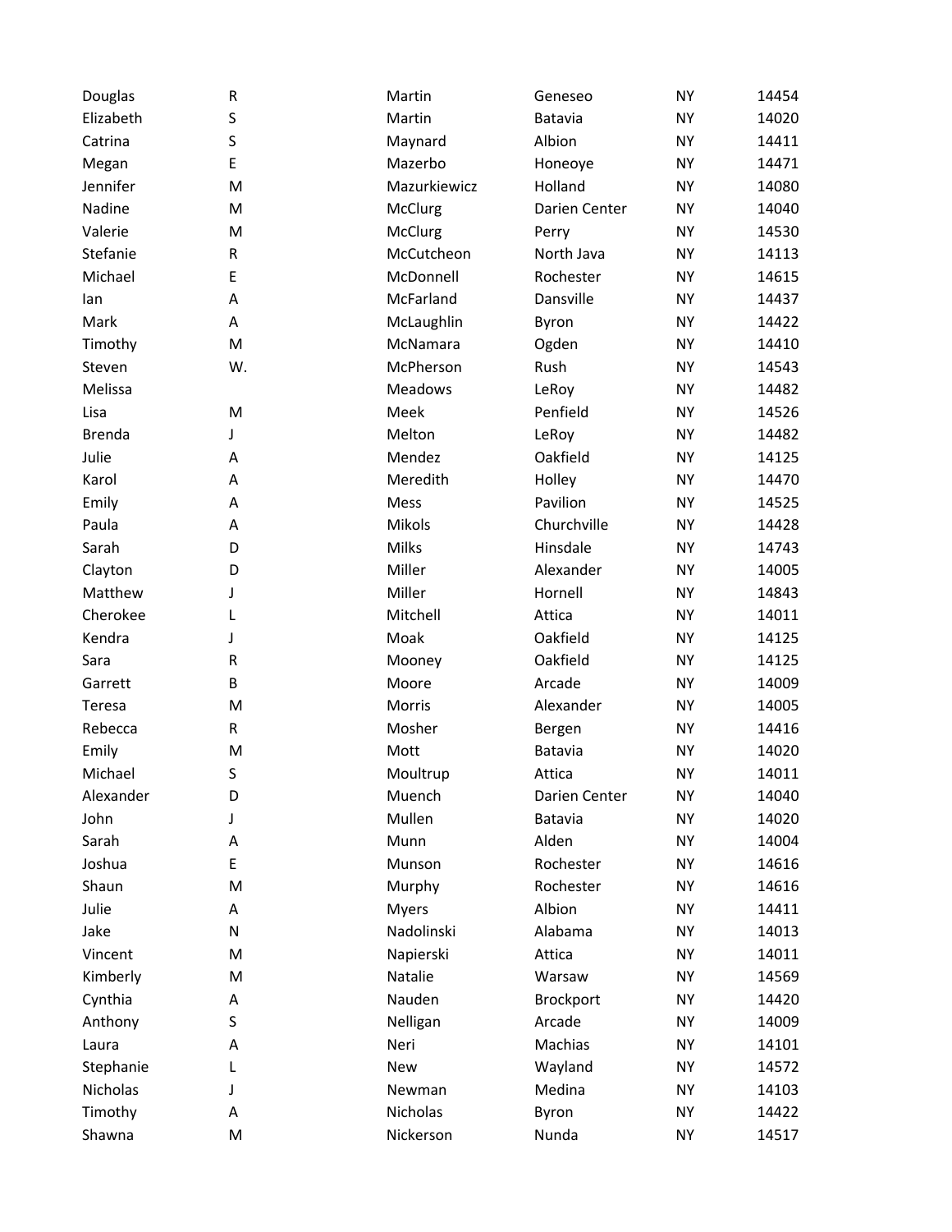| | | | | | |
|---|---|---|---|---|---|
| Douglas | R | Martin | Geneseo | NY | 14454 |
| Elizabeth | S | Martin | Batavia | NY | 14020 |
| Catrina | S | Maynard | Albion | NY | 14411 |
| Megan | E | Mazerbo | Honeoye | NY | 14471 |
| Jennifer | M | Mazurkiewicz | Holland | NY | 14080 |
| Nadine | M | McClurg | Darien Center | NY | 14040 |
| Valerie | M | McClurg | Perry | NY | 14530 |
| Stefanie | R | McCutcheon | North Java | NY | 14113 |
| Michael | E | McDonnell | Rochester | NY | 14615 |
| Ian | A | McFarland | Dansville | NY | 14437 |
| Mark | A | McLaughlin | Byron | NY | 14422 |
| Timothy | M | McNamara | Ogden | NY | 14410 |
| Steven | W. | McPherson | Rush | NY | 14543 |
| Melissa | | Meadows | LeRoy | NY | 14482 |
| Lisa | M | Meek | Penfield | NY | 14526 |
| Brenda | J | Melton | LeRoy | NY | 14482 |
| Julie | A | Mendez | Oakfield | NY | 14125 |
| Karol | A | Meredith | Holley | NY | 14470 |
| Emily | A | Mess | Pavilion | NY | 14525 |
| Paula | A | Mikols | Churchville | NY | 14428 |
| Sarah | D | Milks | Hinsdale | NY | 14743 |
| Clayton | D | Miller | Alexander | NY | 14005 |
| Matthew | J | Miller | Hornell | NY | 14843 |
| Cherokee | L | Mitchell | Attica | NY | 14011 |
| Kendra | J | Moak | Oakfield | NY | 14125 |
| Sara | R | Mooney | Oakfield | NY | 14125 |
| Garrett | B | Moore | Arcade | NY | 14009 |
| Teresa | M | Morris | Alexander | NY | 14005 |
| Rebecca | R | Mosher | Bergen | NY | 14416 |
| Emily | M | Mott | Batavia | NY | 14020 |
| Michael | S | Moultrup | Attica | NY | 14011 |
| Alexander | D | Muench | Darien Center | NY | 14040 |
| John | J | Mullen | Batavia | NY | 14020 |
| Sarah | A | Munn | Alden | NY | 14004 |
| Joshua | E | Munson | Rochester | NY | 14616 |
| Shaun | M | Murphy | Rochester | NY | 14616 |
| Julie | A | Myers | Albion | NY | 14411 |
| Jake | N | Nadolinski | Alabama | NY | 14013 |
| Vincent | M | Napierski | Attica | NY | 14011 |
| Kimberly | M | Natalie | Warsaw | NY | 14569 |
| Cynthia | A | Nauden | Brockport | NY | 14420 |
| Anthony | S | Nelligan | Arcade | NY | 14009 |
| Laura | A | Neri | Machias | NY | 14101 |
| Stephanie | L | New | Wayland | NY | 14572 |
| Nicholas | J | Newman | Medina | NY | 14103 |
| Timothy | A | Nicholas | Byron | NY | 14422 |
| Shawna | M | Nickerson | Nunda | NY | 14517 |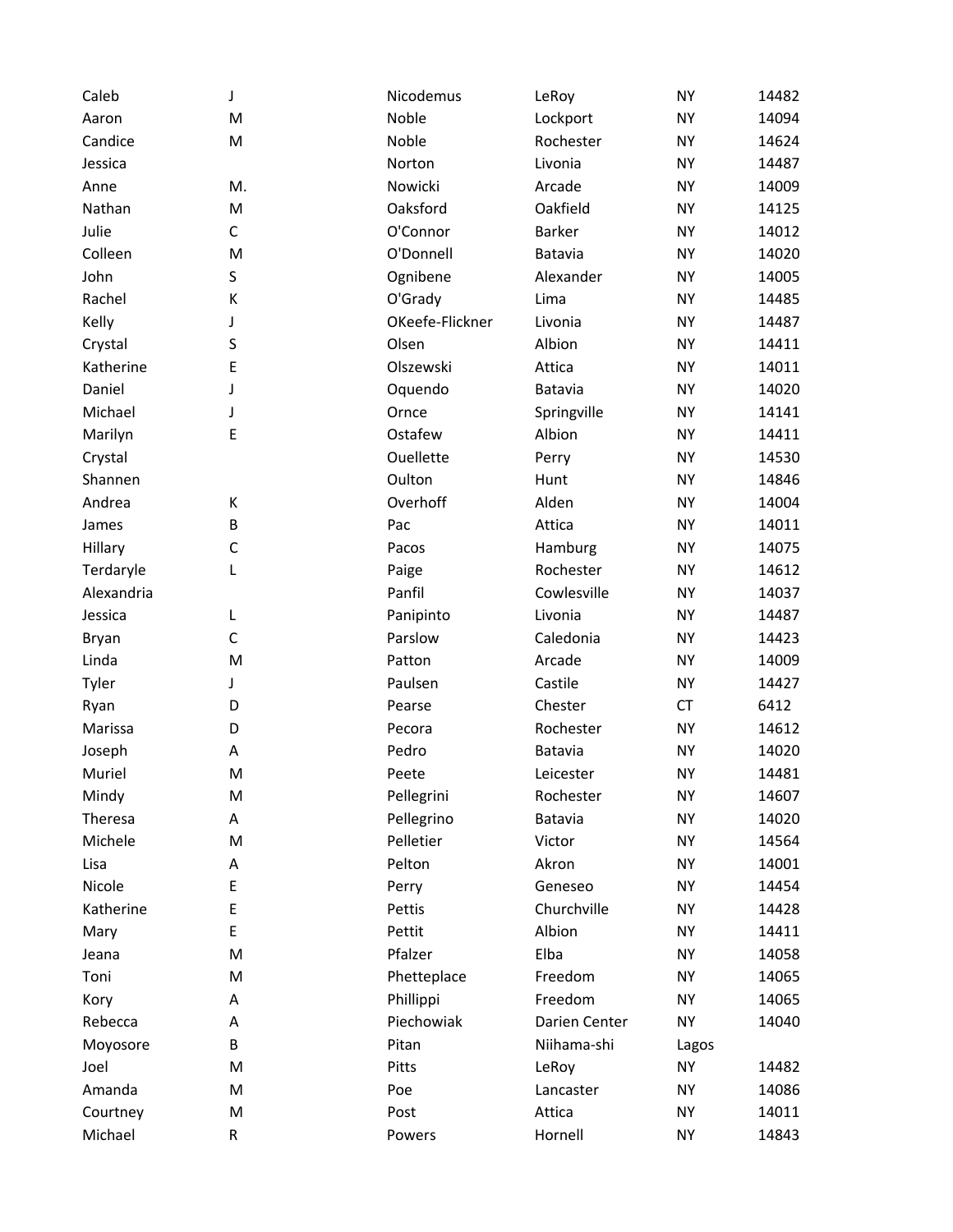| | | | | | |
|---|---|---|---|---|---|
| Caleb | J | Nicodemus | LeRoy | NY | 14482 |
| Aaron | M | Noble | Lockport | NY | 14094 |
| Candice | M | Noble | Rochester | NY | 14624 |
| Jessica | | Norton | Livonia | NY | 14487 |
| Anne | M. | Nowicki | Arcade | NY | 14009 |
| Nathan | M | Oaksford | Oakfield | NY | 14125 |
| Julie | C | O'Connor | Barker | NY | 14012 |
| Colleen | M | O'Donnell | Batavia | NY | 14020 |
| John | S | Ognibene | Alexander | NY | 14005 |
| Rachel | K | O'Grady | Lima | NY | 14485 |
| Kelly | J | OKeefe-Flickner | Livonia | NY | 14487 |
| Crystal | S | Olsen | Albion | NY | 14411 |
| Katherine | E | Olszewski | Attica | NY | 14011 |
| Daniel | J | Oquendo | Batavia | NY | 14020 |
| Michael | J | Ornce | Springville | NY | 14141 |
| Marilyn | E | Ostafew | Albion | NY | 14411 |
| Crystal | | Ouellette | Perry | NY | 14530 |
| Shannen | | Oulton | Hunt | NY | 14846 |
| Andrea | K | Overhoff | Alden | NY | 14004 |
| James | B | Pac | Attica | NY | 14011 |
| Hillary | C | Pacos | Hamburg | NY | 14075 |
| Terdaryle | L | Paige | Rochester | NY | 14612 |
| Alexandria | | Panfil | Cowlesville | NY | 14037 |
| Jessica | L | Panipinto | Livonia | NY | 14487 |
| Bryan | C | Parslow | Caledonia | NY | 14423 |
| Linda | M | Patton | Arcade | NY | 14009 |
| Tyler | J | Paulsen | Castile | NY | 14427 |
| Ryan | D | Pearse | Chester | CT | 6412 |
| Marissa | D | Pecora | Rochester | NY | 14612 |
| Joseph | A | Pedro | Batavia | NY | 14020 |
| Muriel | M | Peete | Leicester | NY | 14481 |
| Mindy | M | Pellegrini | Rochester | NY | 14607 |
| Theresa | A | Pellegrino | Batavia | NY | 14020 |
| Michele | M | Pelletier | Victor | NY | 14564 |
| Lisa | A | Pelton | Akron | NY | 14001 |
| Nicole | E | Perry | Geneseo | NY | 14454 |
| Katherine | E | Pettis | Churchville | NY | 14428 |
| Mary | E | Pettit | Albion | NY | 14411 |
| Jeana | M | Pfalzer | Elba | NY | 14058 |
| Toni | M | Phetteplace | Freedom | NY | 14065 |
| Kory | A | Phillippi | Freedom | NY | 14065 |
| Rebecca | A | Piechowiak | Darien Center | NY | 14040 |
| Moyosore | B | Pitan | Niihama-shi | Lagos | |
| Joel | M | Pitts | LeRoy | NY | 14482 |
| Amanda | M | Poe | Lancaster | NY | 14086 |
| Courtney | M | Post | Attica | NY | 14011 |
| Michael | R | Powers | Hornell | NY | 14843 |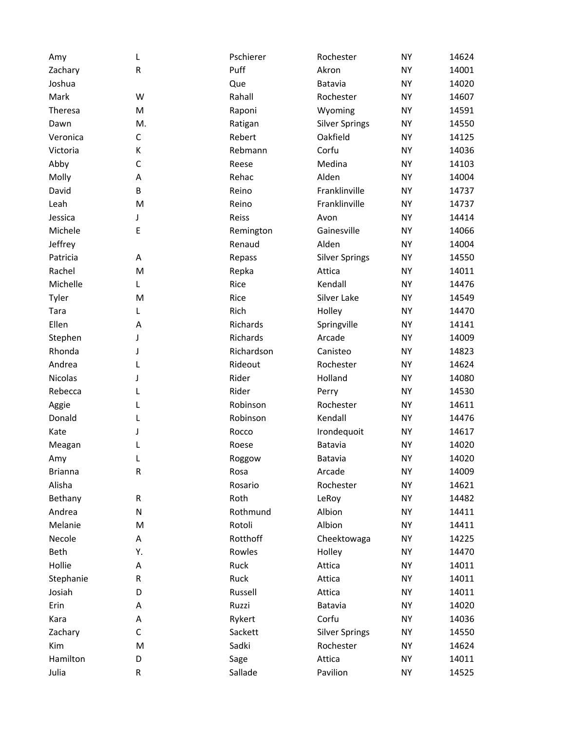| | | | | | |
|---|---|---|---|---|---|
| Amy | L | Pschierer | Rochester | NY | 14624 |
| Zachary | R | Puff | Akron | NY | 14001 |
| Joshua | | Que | Batavia | NY | 14020 |
| Mark | W | Rahall | Rochester | NY | 14607 |
| Theresa | M | Raponi | Wyoming | NY | 14591 |
| Dawn | M. | Ratigan | Silver Springs | NY | 14550 |
| Veronica | C | Rebert | Oakfield | NY | 14125 |
| Victoria | K | Rebmann | Corfu | NY | 14036 |
| Abby | C | Reese | Medina | NY | 14103 |
| Molly | A | Rehac | Alden | NY | 14004 |
| David | B | Reino | Franklinville | NY | 14737 |
| Leah | M | Reino | Franklinville | NY | 14737 |
| Jessica | J | Reiss | Avon | NY | 14414 |
| Michele | E | Remington | Gainesville | NY | 14066 |
| Jeffrey | | Renaud | Alden | NY | 14004 |
| Patricia | A | Repass | Silver Springs | NY | 14550 |
| Rachel | M | Repka | Attica | NY | 14011 |
| Michelle | L | Rice | Kendall | NY | 14476 |
| Tyler | M | Rice | Silver Lake | NY | 14549 |
| Tara | L | Rich | Holley | NY | 14470 |
| Ellen | A | Richards | Springville | NY | 14141 |
| Stephen | J | Richards | Arcade | NY | 14009 |
| Rhonda | J | Richardson | Canisteo | NY | 14823 |
| Andrea | L | Rideout | Rochester | NY | 14624 |
| Nicolas | J | Rider | Holland | NY | 14080 |
| Rebecca | L | Rider | Perry | NY | 14530 |
| Aggie | L | Robinson | Rochester | NY | 14611 |
| Donald | L | Robinson | Kendall | NY | 14476 |
| Kate | J | Rocco | Irondequoit | NY | 14617 |
| Meagan | L | Roese | Batavia | NY | 14020 |
| Amy | L | Roggow | Batavia | NY | 14020 |
| Brianna | R | Rosa | Arcade | NY | 14009 |
| Alisha | | Rosario | Rochester | NY | 14621 |
| Bethany | R | Roth | LeRoy | NY | 14482 |
| Andrea | N | Rothmund | Albion | NY | 14411 |
| Melanie | M | Rotoli | Albion | NY | 14411 |
| Necole | A | Rotthoff | Cheektowaga | NY | 14225 |
| Beth | Y. | Rowles | Holley | NY | 14470 |
| Hollie | A | Ruck | Attica | NY | 14011 |
| Stephanie | R | Ruck | Attica | NY | 14011 |
| Josiah | D | Russell | Attica | NY | 14011 |
| Erin | A | Ruzzi | Batavia | NY | 14020 |
| Kara | A | Rykert | Corfu | NY | 14036 |
| Zachary | C | Sackett | Silver Springs | NY | 14550 |
| Kim | M | Sadki | Rochester | NY | 14624 |
| Hamilton | D | Sage | Attica | NY | 14011 |
| Julia | R | Sallade | Pavilion | NY | 14525 |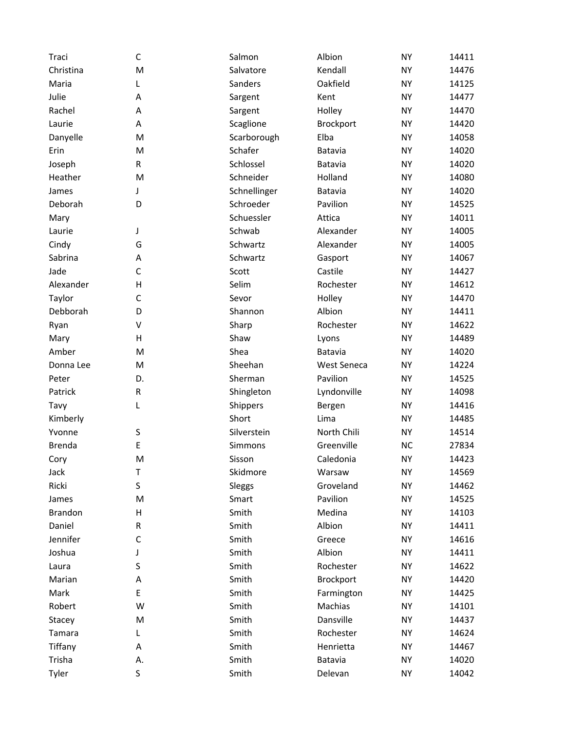| | | | | | |
|---|---|---|---|---|---|
| Traci | C | Salmon | Albion | NY | 14411 |
| Christina | M | Salvatore | Kendall | NY | 14476 |
| Maria | L | Sanders | Oakfield | NY | 14125 |
| Julie | A | Sargent | Kent | NY | 14477 |
| Rachel | A | Sargent | Holley | NY | 14470 |
| Laurie | A | Scaglione | Brockport | NY | 14420 |
| Danyelle | M | Scarborough | Elba | NY | 14058 |
| Erin | M | Schafer | Batavia | NY | 14020 |
| Joseph | R | Schlossel | Batavia | NY | 14020 |
| Heather | M | Schneider | Holland | NY | 14080 |
| James | J | Schnellinger | Batavia | NY | 14020 |
| Deborah | D | Schroeder | Pavilion | NY | 14525 |
| Mary | | Schuessler | Attica | NY | 14011 |
| Laurie | J | Schwab | Alexander | NY | 14005 |
| Cindy | G | Schwartz | Alexander | NY | 14005 |
| Sabrina | A | Schwartz | Gasport | NY | 14067 |
| Jade | C | Scott | Castile | NY | 14427 |
| Alexander | H | Selim | Rochester | NY | 14612 |
| Taylor | C | Sevor | Holley | NY | 14470 |
| Debborah | D | Shannon | Albion | NY | 14411 |
| Ryan | V | Sharp | Rochester | NY | 14622 |
| Mary | H | Shaw | Lyons | NY | 14489 |
| Amber | M | Shea | Batavia | NY | 14020 |
| Donna Lee | M | Sheehan | West Seneca | NY | 14224 |
| Peter | D. | Sherman | Pavilion | NY | 14525 |
| Patrick | R | Shingleton | Lyndonville | NY | 14098 |
| Tavy | L | Shippers | Bergen | NY | 14416 |
| Kimberly | | Short | Lima | NY | 14485 |
| Yvonne | S | Silverstein | North Chili | NY | 14514 |
| Brenda | E | Simmons | Greenville | NC | 27834 |
| Cory | M | Sisson | Caledonia | NY | 14423 |
| Jack | T | Skidmore | Warsaw | NY | 14569 |
| Ricki | S | Sleggs | Groveland | NY | 14462 |
| James | M | Smart | Pavilion | NY | 14525 |
| Brandon | H | Smith | Medina | NY | 14103 |
| Daniel | R | Smith | Albion | NY | 14411 |
| Jennifer | C | Smith | Greece | NY | 14616 |
| Joshua | J | Smith | Albion | NY | 14411 |
| Laura | S | Smith | Rochester | NY | 14622 |
| Marian | A | Smith | Brockport | NY | 14420 |
| Mark | E | Smith | Farmington | NY | 14425 |
| Robert | W | Smith | Machias | NY | 14101 |
| Stacey | M | Smith | Dansville | NY | 14437 |
| Tamara | L | Smith | Rochester | NY | 14624 |
| Tiffany | A | Smith | Henrietta | NY | 14467 |
| Trisha | A. | Smith | Batavia | NY | 14020 |
| Tyler | S | Smith | Delevan | NY | 14042 |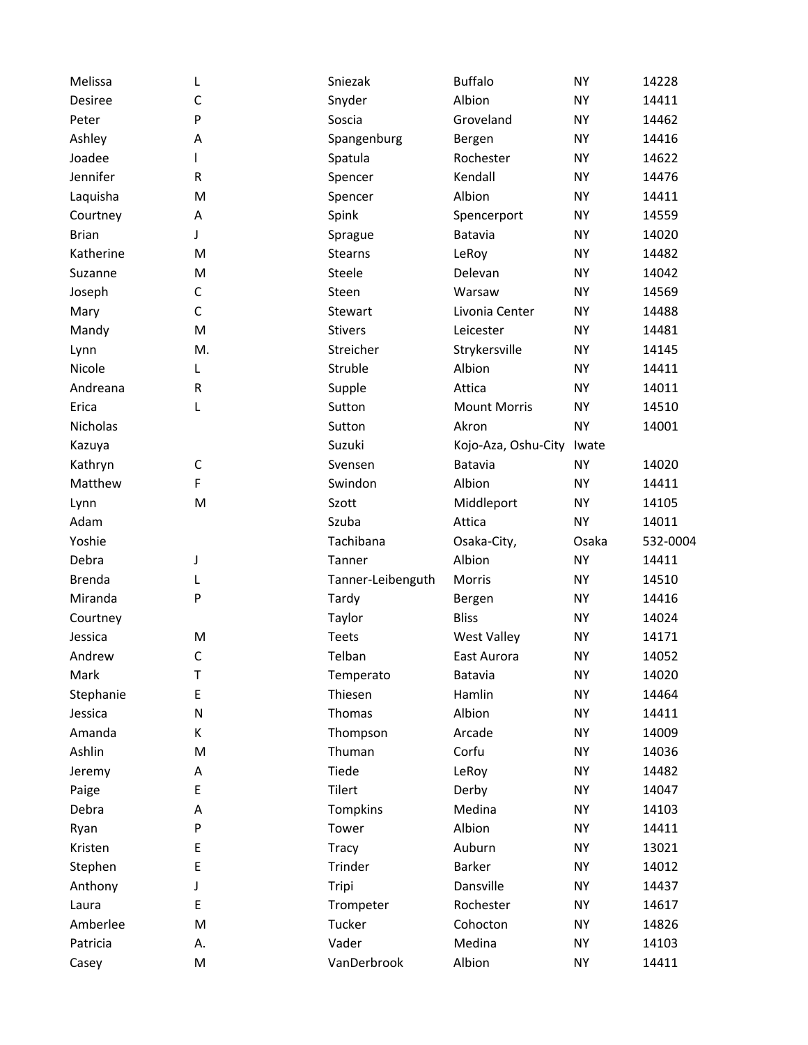| | | | | | |
|---|---|---|---|---|---|
| Melissa | L | Sniezak | Buffalo | NY | 14228 |
| Desiree | C | Snyder | Albion | NY | 14411 |
| Peter | P | Soscia | Groveland | NY | 14462 |
| Ashley | A | Spangenburg | Bergen | NY | 14416 |
| Joadee | I | Spatula | Rochester | NY | 14622 |
| Jennifer | R | Spencer | Kendall | NY | 14476 |
| Laquisha | M | Spencer | Albion | NY | 14411 |
| Courtney | A | Spink | Spencerport | NY | 14559 |
| Brian | J | Sprague | Batavia | NY | 14020 |
| Katherine | M | Stearns | LeRoy | NY | 14482 |
| Suzanne | M | Steele | Delevan | NY | 14042 |
| Joseph | C | Steen | Warsaw | NY | 14569 |
| Mary | C | Stewart | Livonia Center | NY | 14488 |
| Mandy | M | Stivers | Leicester | NY | 14481 |
| Lynn | M. | Streicher | Strykersville | NY | 14145 |
| Nicole | L | Struble | Albion | NY | 14411 |
| Andreana | R | Supple | Attica | NY | 14011 |
| Erica | L | Sutton | Mount Morris | NY | 14510 |
| Nicholas | | Sutton | Akron | NY | 14001 |
| Kazuya | | Suzuki | Kojo-Aza, Oshu-City | Iwate | |
| Kathryn | C | Svensen | Batavia | NY | 14020 |
| Matthew | F | Swindon | Albion | NY | 14411 |
| Lynn | M | Szott | Middleport | NY | 14105 |
| Adam | | Szuba | Attica | NY | 14011 |
| Yoshie | | Tachibana | Osaka-City, | Osaka | 532-0004 |
| Debra | J | Tanner | Albion | NY | 14411 |
| Brenda | L | Tanner-Leibenguth | Morris | NY | 14510 |
| Miranda | P | Tardy | Bergen | NY | 14416 |
| Courtney | | Taylor | Bliss | NY | 14024 |
| Jessica | M | Teets | West Valley | NY | 14171 |
| Andrew | C | Telban | East Aurora | NY | 14052 |
| Mark | T | Temperato | Batavia | NY | 14020 |
| Stephanie | E | Thiesen | Hamlin | NY | 14464 |
| Jessica | N | Thomas | Albion | NY | 14411 |
| Amanda | K | Thompson | Arcade | NY | 14009 |
| Ashlin | M | Thuman | Corfu | NY | 14036 |
| Jeremy | A | Tiede | LeRoy | NY | 14482 |
| Paige | E | Tilert | Derby | NY | 14047 |
| Debra | A | Tompkins | Medina | NY | 14103 |
| Ryan | P | Tower | Albion | NY | 14411 |
| Kristen | E | Tracy | Auburn | NY | 13021 |
| Stephen | E | Trinder | Barker | NY | 14012 |
| Anthony | J | Tripi | Dansville | NY | 14437 |
| Laura | E | Trompeter | Rochester | NY | 14617 |
| Amberlee | M | Tucker | Cohocton | NY | 14826 |
| Patricia | A. | Vader | Medina | NY | 14103 |
| Casey | M | VanDerbrook | Albion | NY | 14411 |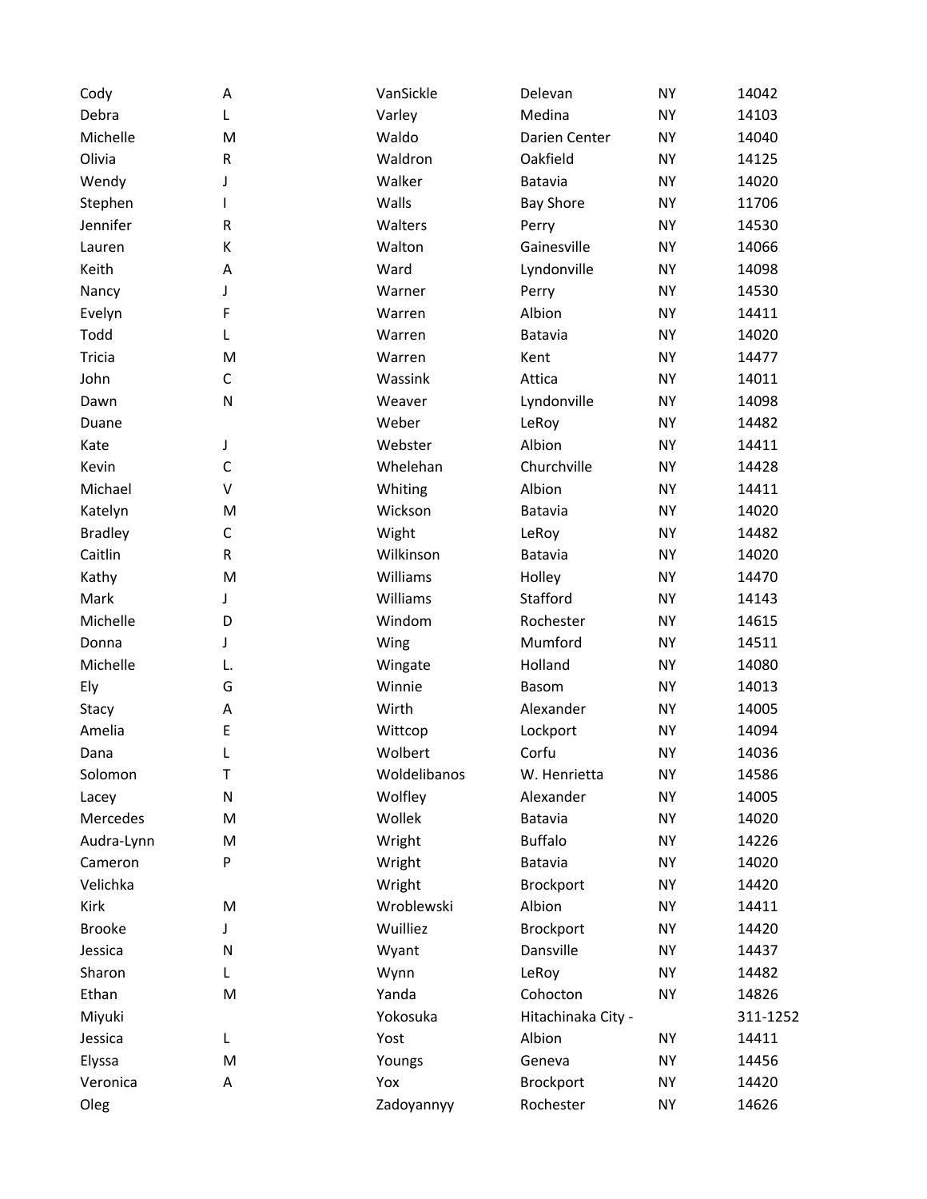| | | | | | |
|---|---|---|---|---|---|
| Cody | A | VanSickle | Delevan | NY | 14042 |
| Debra | L | Varley | Medina | NY | 14103 |
| Michelle | M | Waldo | Darien Center | NY | 14040 |
| Olivia | R | Waldron | Oakfield | NY | 14125 |
| Wendy | J | Walker | Batavia | NY | 14020 |
| Stephen | I | Walls | Bay Shore | NY | 11706 |
| Jennifer | R | Walters | Perry | NY | 14530 |
| Lauren | K | Walton | Gainesville | NY | 14066 |
| Keith | A | Ward | Lyndonville | NY | 14098 |
| Nancy | J | Warner | Perry | NY | 14530 |
| Evelyn | F | Warren | Albion | NY | 14411 |
| Todd | L | Warren | Batavia | NY | 14020 |
| Tricia | M | Warren | Kent | NY | 14477 |
| John | C | Wassink | Attica | NY | 14011 |
| Dawn | N | Weaver | Lyndonville | NY | 14098 |
| Duane | | Weber | LeRoy | NY | 14482 |
| Kate | J | Webster | Albion | NY | 14411 |
| Kevin | C | Whelehan | Churchville | NY | 14428 |
| Michael | V | Whiting | Albion | NY | 14411 |
| Katelyn | M | Wickson | Batavia | NY | 14020 |
| Bradley | C | Wight | LeRoy | NY | 14482 |
| Caitlin | R | Wilkinson | Batavia | NY | 14020 |
| Kathy | M | Williams | Holley | NY | 14470 |
| Mark | J | Williams | Stafford | NY | 14143 |
| Michelle | D | Windom | Rochester | NY | 14615 |
| Donna | J | Wing | Mumford | NY | 14511 |
| Michelle | L. | Wingate | Holland | NY | 14080 |
| Ely | G | Winnie | Basom | NY | 14013 |
| Stacy | A | Wirth | Alexander | NY | 14005 |
| Amelia | E | Wittcop | Lockport | NY | 14094 |
| Dana | L | Wolbert | Corfu | NY | 14036 |
| Solomon | T | Woldelibanos | W. Henrietta | NY | 14586 |
| Lacey | N | Wolfley | Alexander | NY | 14005 |
| Mercedes | M | Wollek | Batavia | NY | 14020 |
| Audra-Lynn | M | Wright | Buffalo | NY | 14226 |
| Cameron | P | Wright | Batavia | NY | 14020 |
| Velichka | | Wright | Brockport | NY | 14420 |
| Kirk | M | Wroblewski | Albion | NY | 14411 |
| Brooke | J | Wuilliez | Brockport | NY | 14420 |
| Jessica | N | Wyant | Dansville | NY | 14437 |
| Sharon | L | Wynn | LeRoy | NY | 14482 |
| Ethan | M | Yanda | Cohocton | NY | 14826 |
| Miyuki | | Yokosuka | Hitachinaka City - | | 311-1252 |
| Jessica | L | Yost | Albion | NY | 14411 |
| Elyssa | M | Youngs | Geneva | NY | 14456 |
| Veronica | A | Yox | Brockport | NY | 14420 |
| Oleg | | Zadoyannyy | Rochester | NY | 14626 |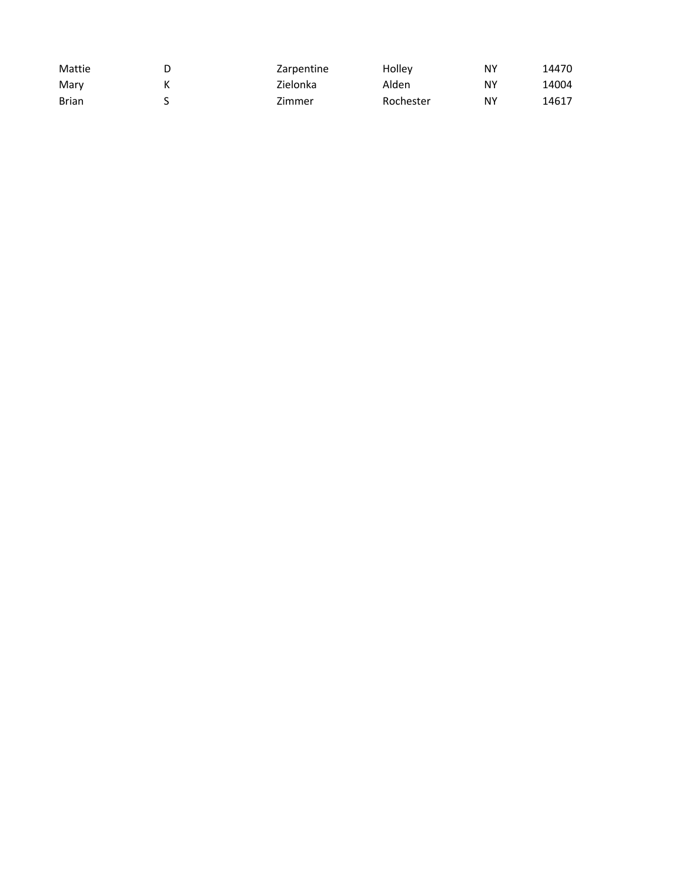| | | | | | |
|---|---|---|---|---|---|
| Mattie | D | Zarpentine | Holley | NY | 14470 |
| Mary | K | Zielonka | Alden | NY | 14004 |
| Brian | S | Zimmer | Rochester | NY | 14617 |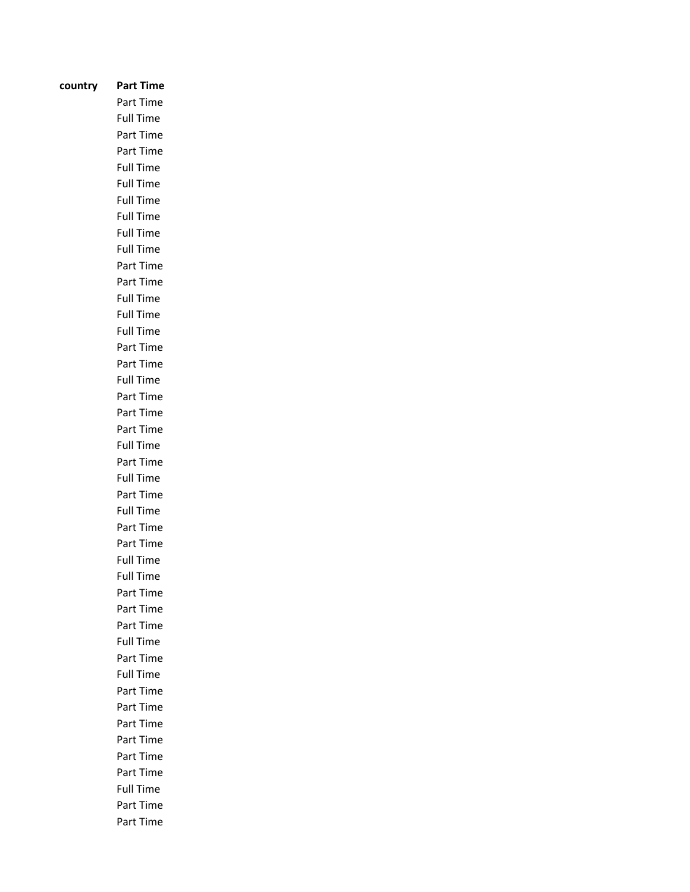| country | Part Time |
|---|---|
| | Part Time |
| | Full Time |
| | Part Time |
| | Part Time |
| | Full Time |
| | Full Time |
| | Full Time |
| | Full Time |
| | Full Time |
| | Full Time |
| | Part Time |
| | Part Time |
| | Full Time |
| | Full Time |
| | Full Time |
| | Part Time |
| | Part Time |
| | Full Time |
| | Part Time |
| | Part Time |
| | Part Time |
| | Full Time |
| | Part Time |
| | Full Time |
| | Part Time |
| | Full Time |
| | Part Time |
| | Part Time |
| | Full Time |
| | Full Time |
| | Part Time |
| | Part Time |
| | Part Time |
| | Full Time |
| | Part Time |
| | Full Time |
| | Part Time |
| | Part Time |
| | Part Time |
| | Part Time |
| | Part Time |
| | Part Time |
| | Full Time |
| | Part Time |
| | Part Time |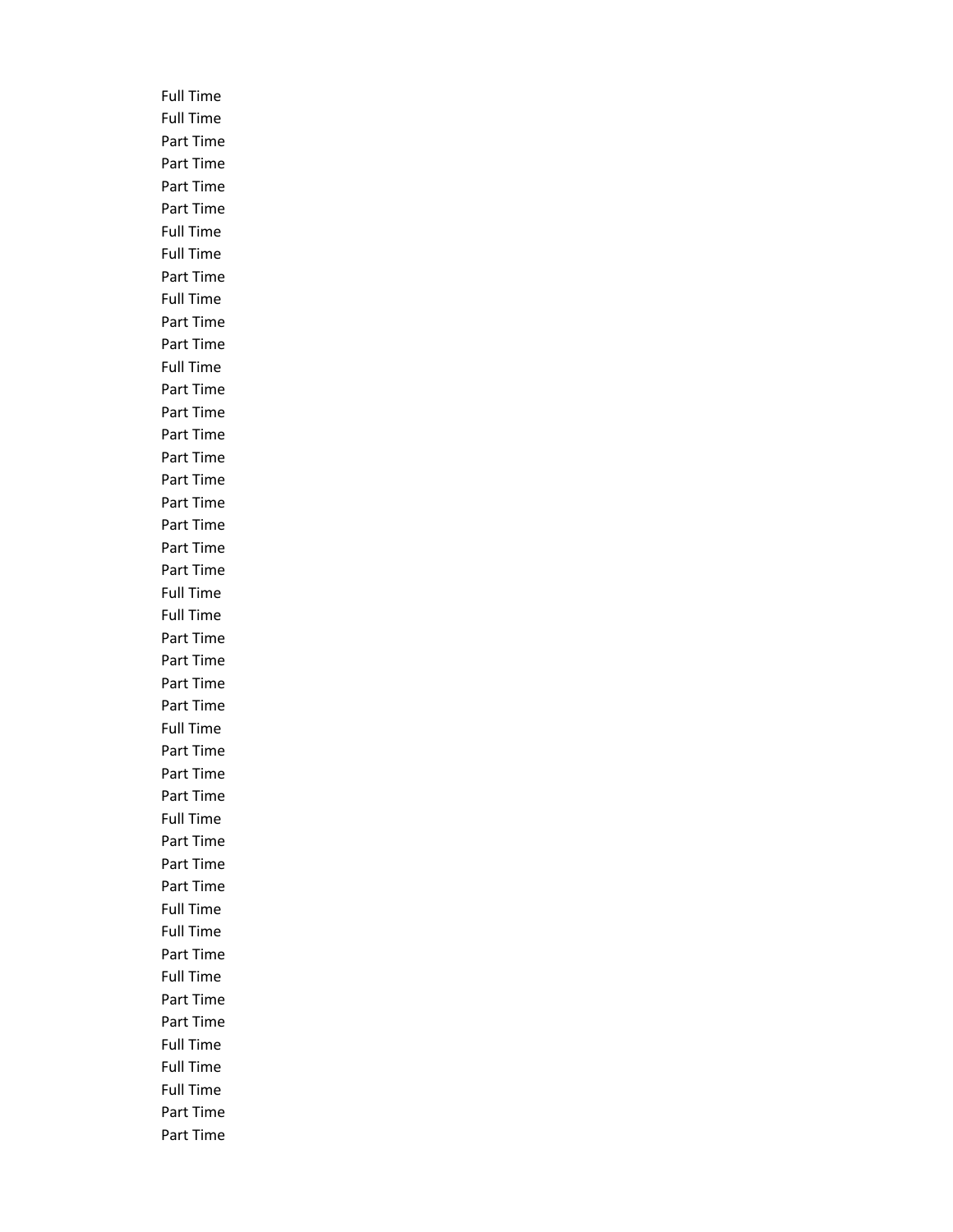Full Time
Full Time
Part Time
Part Time
Part Time
Part Time
Full Time
Full Time
Part Time
Full Time
Part Time
Part Time
Full Time
Part Time
Part Time
Part Time
Part Time
Part Time
Part Time
Part Time
Part Time
Part Time
Full Time
Full Time
Part Time
Part Time
Part Time
Part Time
Full Time
Part Time
Part Time
Part Time
Full Time
Part Time
Part Time
Part Time
Full Time
Full Time
Part Time
Full Time
Part Time
Part Time
Full Time
Full Time
Full Time
Part Time
Part Time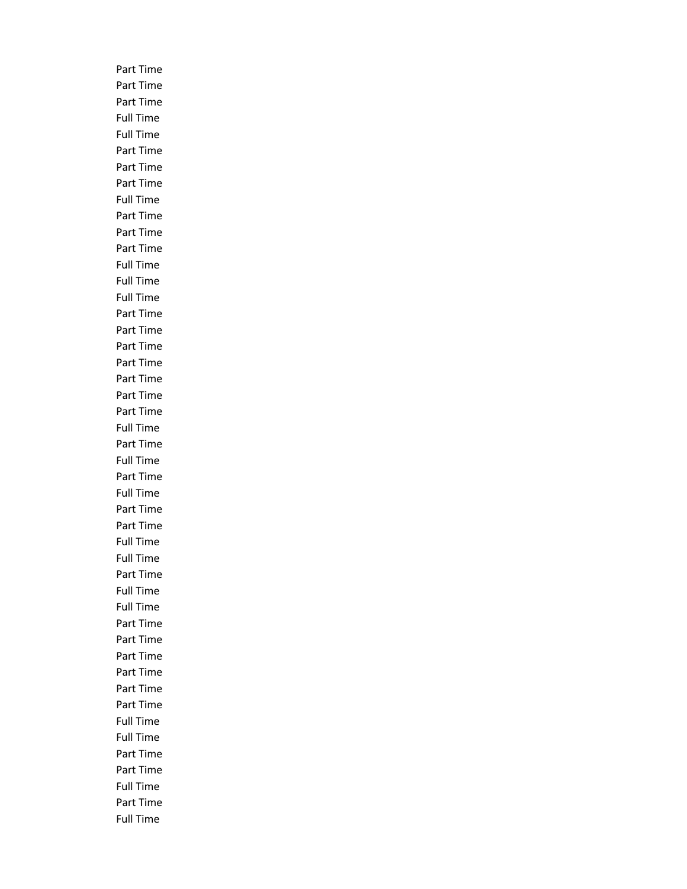Part Time
Part Time
Part Time
Full Time
Full Time
Part Time
Part Time
Part Time
Full Time
Part Time
Part Time
Part Time
Full Time
Full Time
Full Time
Part Time
Part Time
Part Time
Part Time
Part Time
Part Time
Part Time
Full Time
Part Time
Full Time
Part Time
Full Time
Part Time
Part Time
Full Time
Full Time
Part Time
Full Time
Full Time
Part Time
Part Time
Part Time
Part Time
Part Time
Part Time
Full Time
Full Time
Part Time
Part Time
Full Time
Part Time
Full Time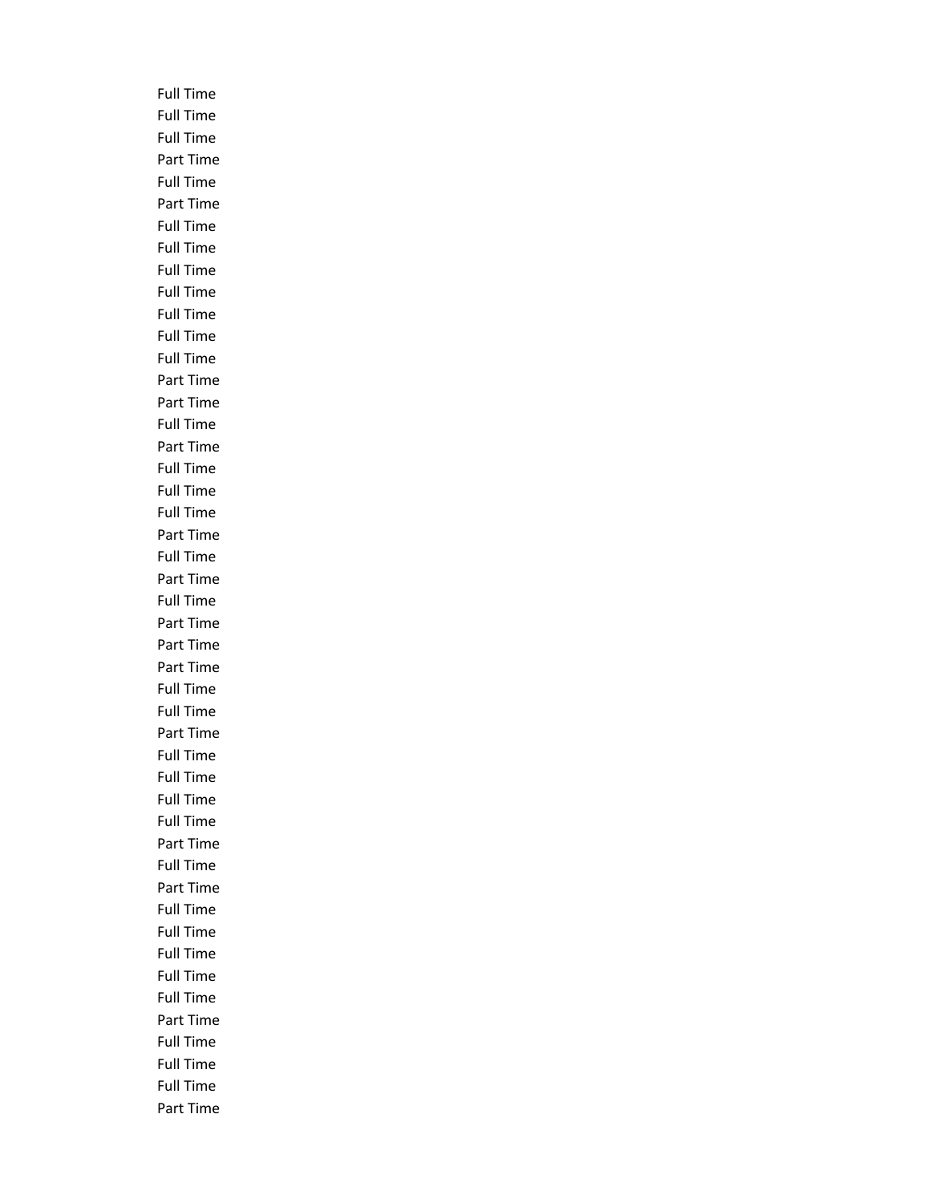Full Time
Full Time
Full Time
Part Time
Full Time
Part Time
Full Time
Full Time
Full Time
Full Time
Full Time
Full Time
Full Time
Part Time
Part Time
Full Time
Part Time
Full Time
Full Time
Full Time
Part Time
Full Time
Part Time
Full Time
Part Time
Part Time
Part Time
Full Time
Full Time
Part Time
Full Time
Full Time
Full Time
Full Time
Part Time
Full Time
Part Time
Full Time
Full Time
Full Time
Full Time
Full Time
Part Time
Full Time
Full Time
Full Time
Part Time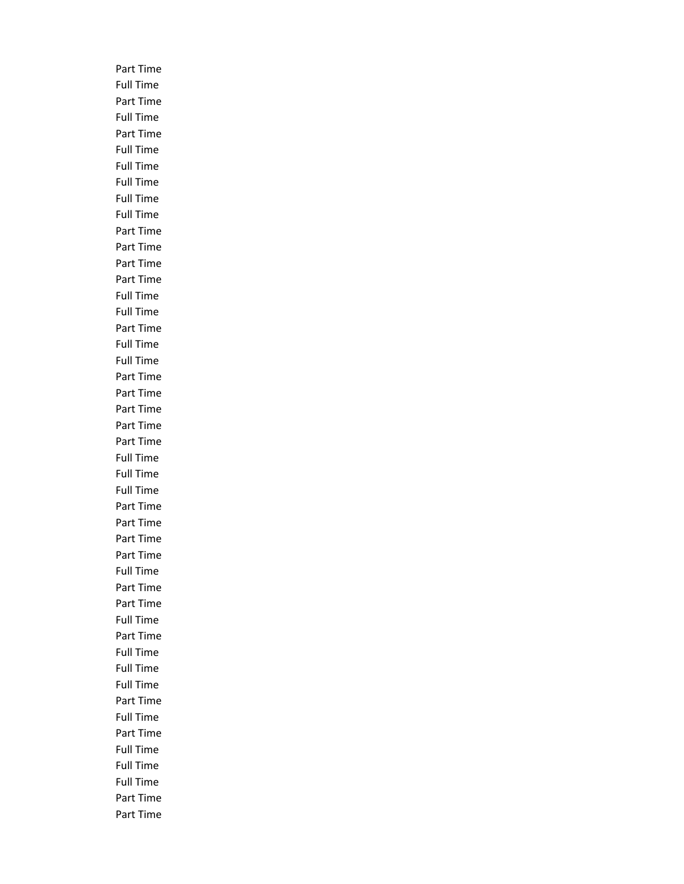Part Time
Full Time
Part Time
Full Time
Part Time
Full Time
Full Time
Full Time
Full Time
Full Time
Part Time
Part Time
Part Time
Part Time
Full Time
Full Time
Part Time
Full Time
Full Time
Part Time
Part Time
Part Time
Part Time
Part Time
Full Time
Full Time
Full Time
Part Time
Part Time
Part Time
Part Time
Full Time
Part Time
Part Time
Full Time
Part Time
Full Time
Full Time
Full Time
Part Time
Full Time
Part Time
Full Time
Full Time
Full Time
Part Time
Part Time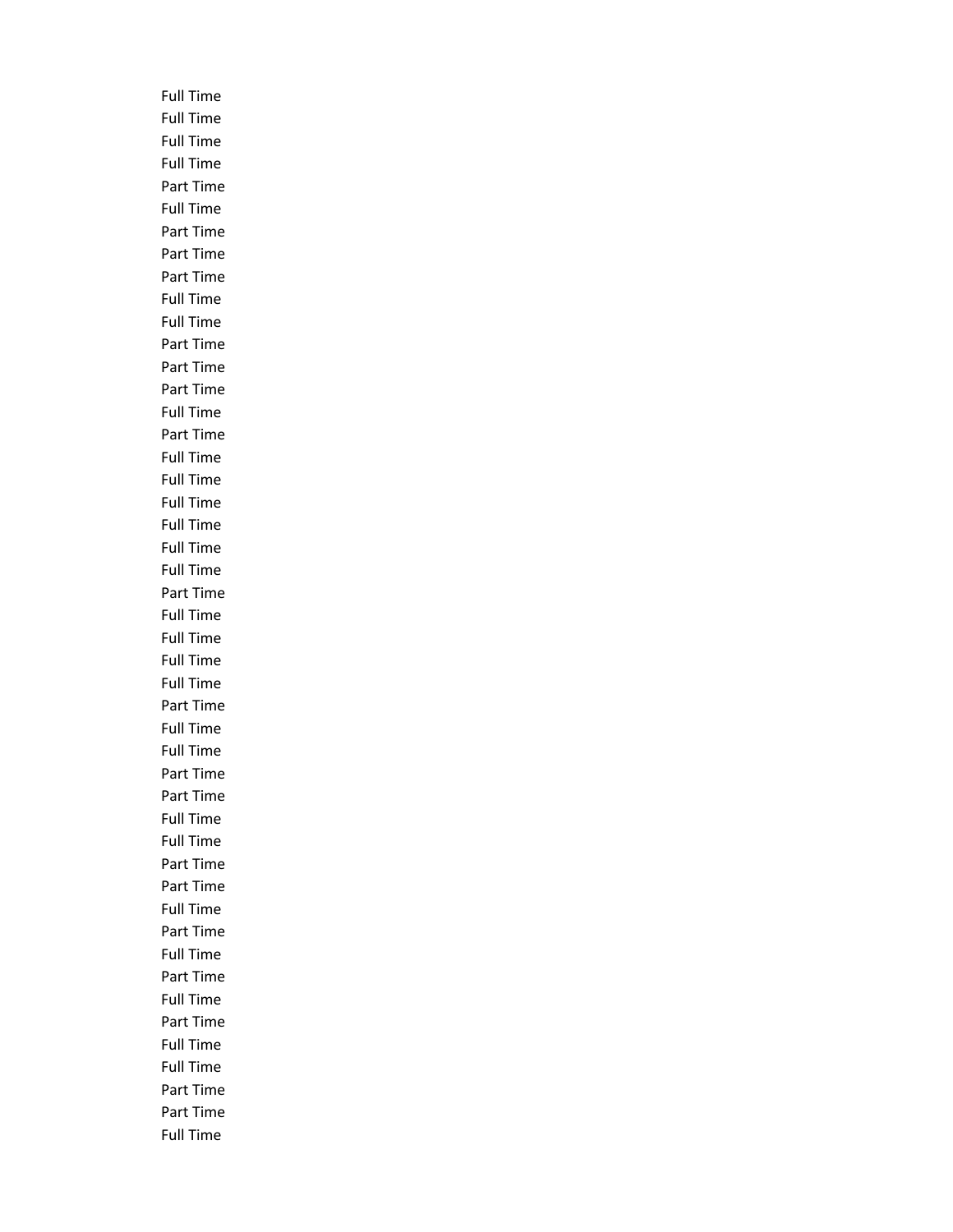Full Time
Full Time
Full Time
Full Time
Part Time
Full Time
Part Time
Part Time
Part Time
Full Time
Full Time
Part Time
Part Time
Part Time
Full Time
Part Time
Full Time
Full Time
Full Time
Full Time
Full Time
Full Time
Part Time
Full Time
Full Time
Full Time
Full Time
Part Time
Full Time
Full Time
Part Time
Part Time
Full Time
Full Time
Part Time
Part Time
Full Time
Part Time
Full Time
Part Time
Full Time
Part Time
Full Time
Full Time
Part Time
Part Time
Full Time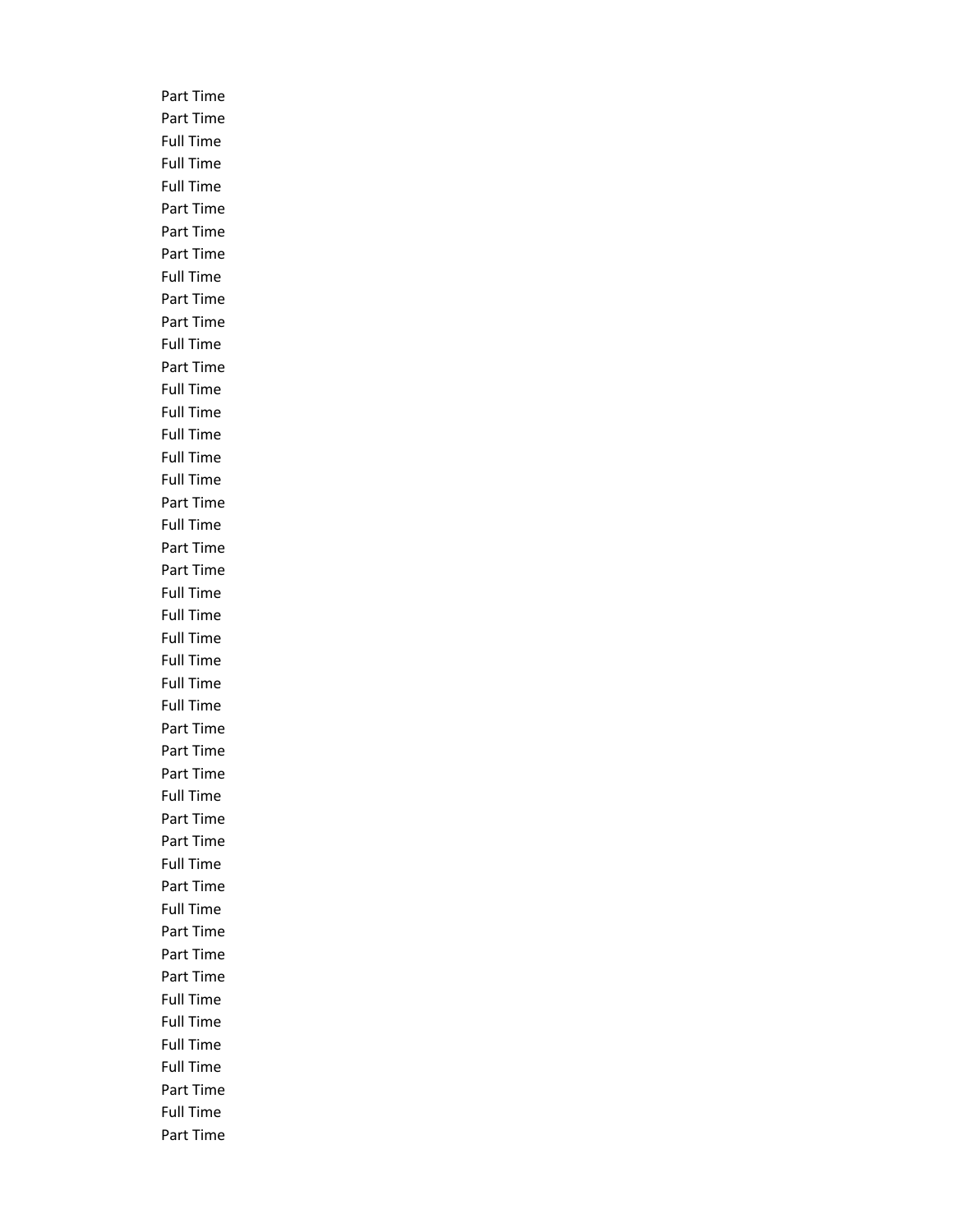Part Time
Part Time
Full Time
Full Time
Full Time
Part Time
Part Time
Part Time
Full Time
Part Time
Part Time
Full Time
Part Time
Full Time
Full Time
Full Time
Full Time
Full Time
Part Time
Full Time
Part Time
Part Time
Full Time
Full Time
Full Time
Full Time
Full Time
Full Time
Part Time
Part Time
Part Time
Full Time
Part Time
Part Time
Full Time
Part Time
Full Time
Part Time
Part Time
Part Time
Full Time
Full Time
Full Time
Full Time
Part Time
Full Time
Part Time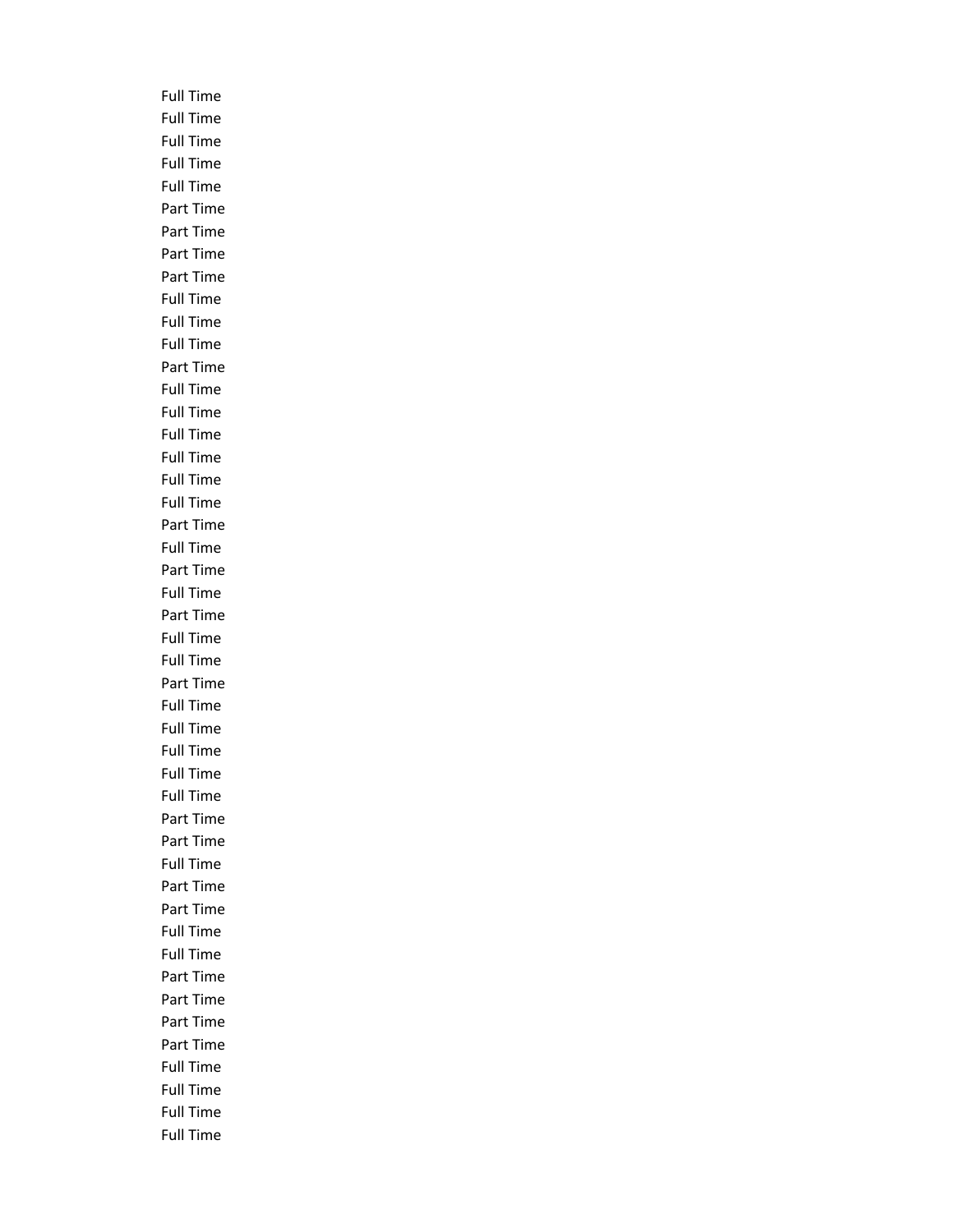Full Time
Full Time
Full Time
Full Time
Full Time
Part Time
Part Time
Part Time
Part Time
Full Time
Full Time
Full Time
Part Time
Full Time
Full Time
Full Time
Full Time
Full Time
Full Time
Part Time
Full Time
Part Time
Full Time
Part Time
Full Time
Full Time
Part Time
Full Time
Full Time
Full Time
Full Time
Full Time
Part Time
Part Time
Full Time
Part Time
Part Time
Full Time
Full Time
Part Time
Part Time
Part Time
Part Time
Full Time
Full Time
Full Time
Full Time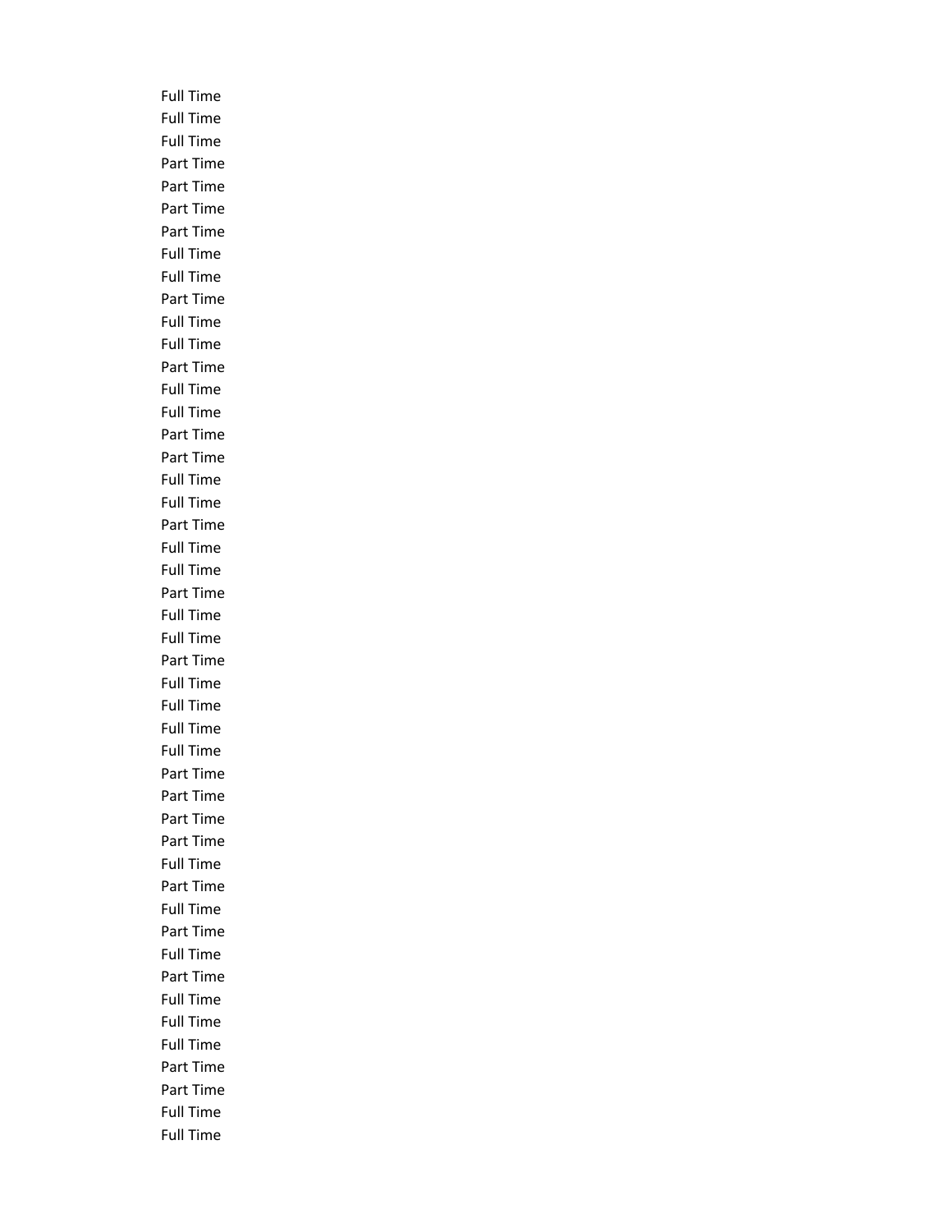Full Time
Full Time
Full Time
Part Time
Part Time
Part Time
Part Time
Full Time
Full Time
Part Time
Full Time
Full Time
Part Time
Full Time
Full Time
Part Time
Part Time
Full Time
Full Time
Part Time
Full Time
Full Time
Part Time
Full Time
Full Time
Part Time
Full Time
Full Time
Full Time
Full Time
Part Time
Part Time
Part Time
Part Time
Full Time
Part Time
Full Time
Part Time
Full Time
Part Time
Full Time
Full Time
Full Time
Part Time
Part Time
Full Time
Full Time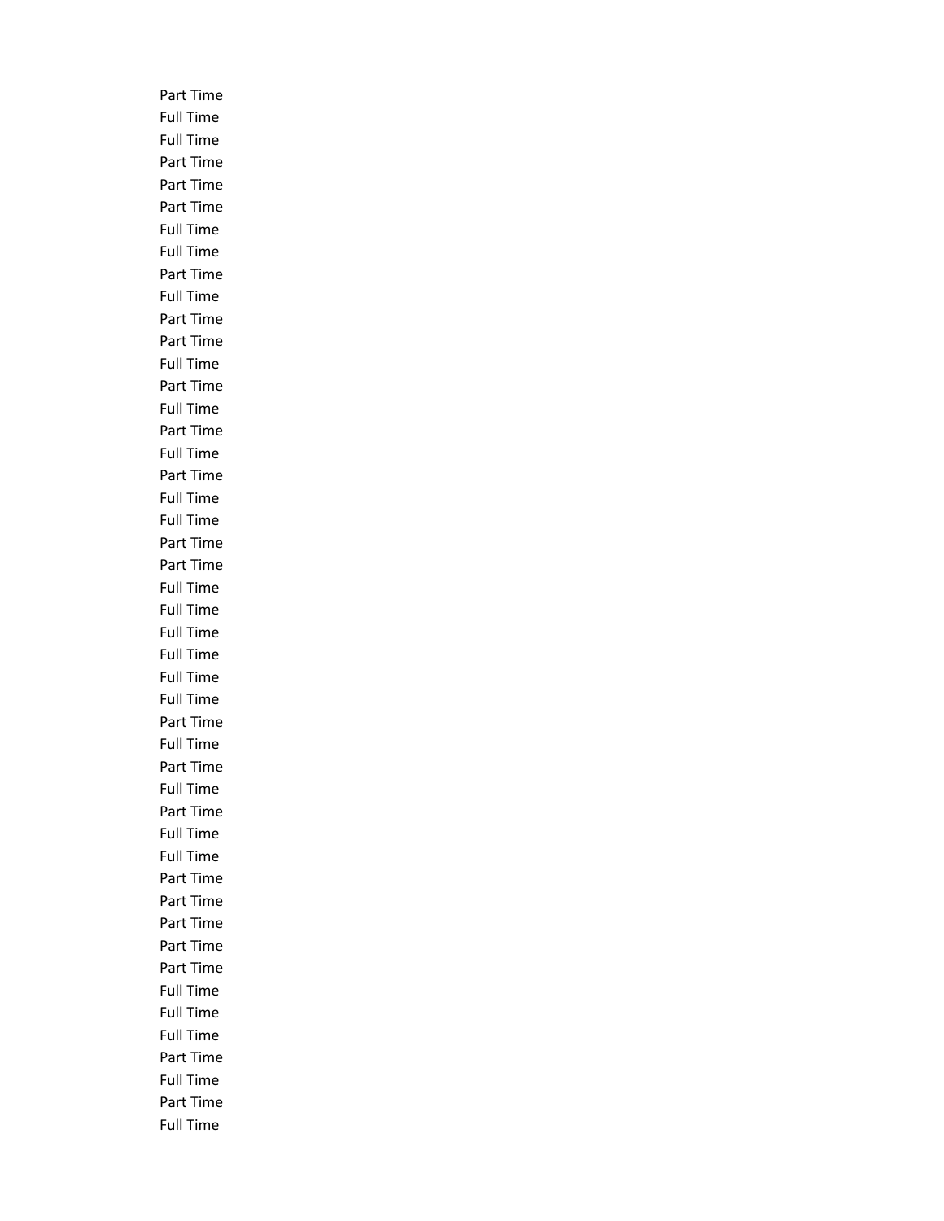Part Time
Full Time
Full Time
Part Time
Part Time
Part Time
Full Time
Full Time
Part Time
Full Time
Part Time
Part Time
Full Time
Part Time
Full Time
Part Time
Full Time
Part Time
Full Time
Full Time
Part Time
Part Time
Full Time
Full Time
Full Time
Full Time
Full Time
Full Time
Part Time
Full Time
Part Time
Full Time
Part Time
Full Time
Full Time
Part Time
Part Time
Part Time
Part Time
Part Time
Full Time
Full Time
Full Time
Part Time
Full Time
Part Time
Full Time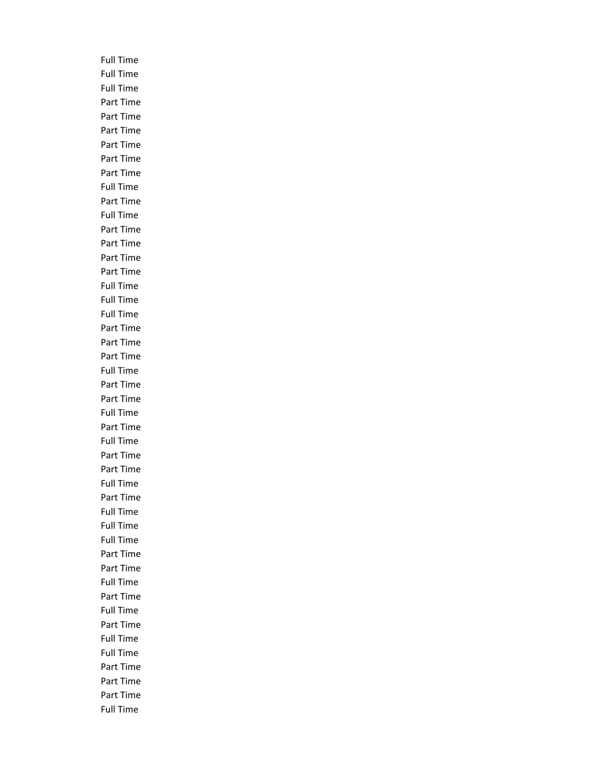Full Time
Full Time
Full Time
Part Time
Part Time
Part Time
Part Time
Part Time
Part Time
Full Time
Part Time
Full Time
Part Time
Part Time
Part Time
Part Time
Full Time
Full Time
Full Time
Part Time
Part Time
Part Time
Full Time
Part Time
Part Time
Full Time
Part Time
Full Time
Part Time
Part Time
Full Time
Part Time
Full Time
Full Time
Full Time
Part Time
Part Time
Full Time
Part Time
Full Time
Part Time
Full Time
Full Time
Part Time
Part Time
Part Time
Full Time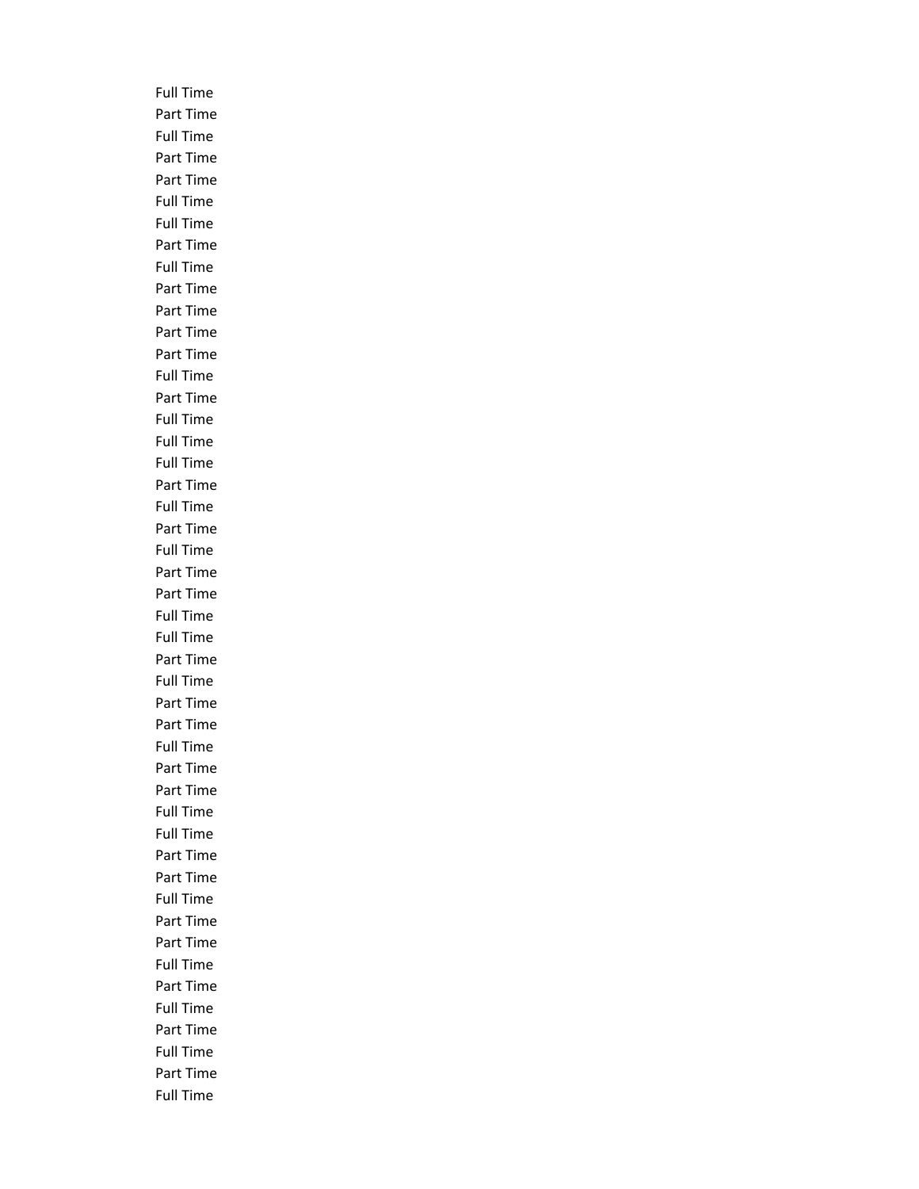Full Time
Part Time
Full Time
Part Time
Part Time
Full Time
Full Time
Part Time
Full Time
Part Time
Part Time
Part Time
Part Time
Full Time
Part Time
Full Time
Full Time
Full Time
Part Time
Full Time
Part Time
Full Time
Part Time
Part Time
Full Time
Full Time
Part Time
Full Time
Part Time
Part Time
Full Time
Part Time
Part Time
Full Time
Full Time
Part Time
Part Time
Full Time
Part Time
Part Time
Full Time
Part Time
Full Time
Part Time
Full Time
Part Time
Full Time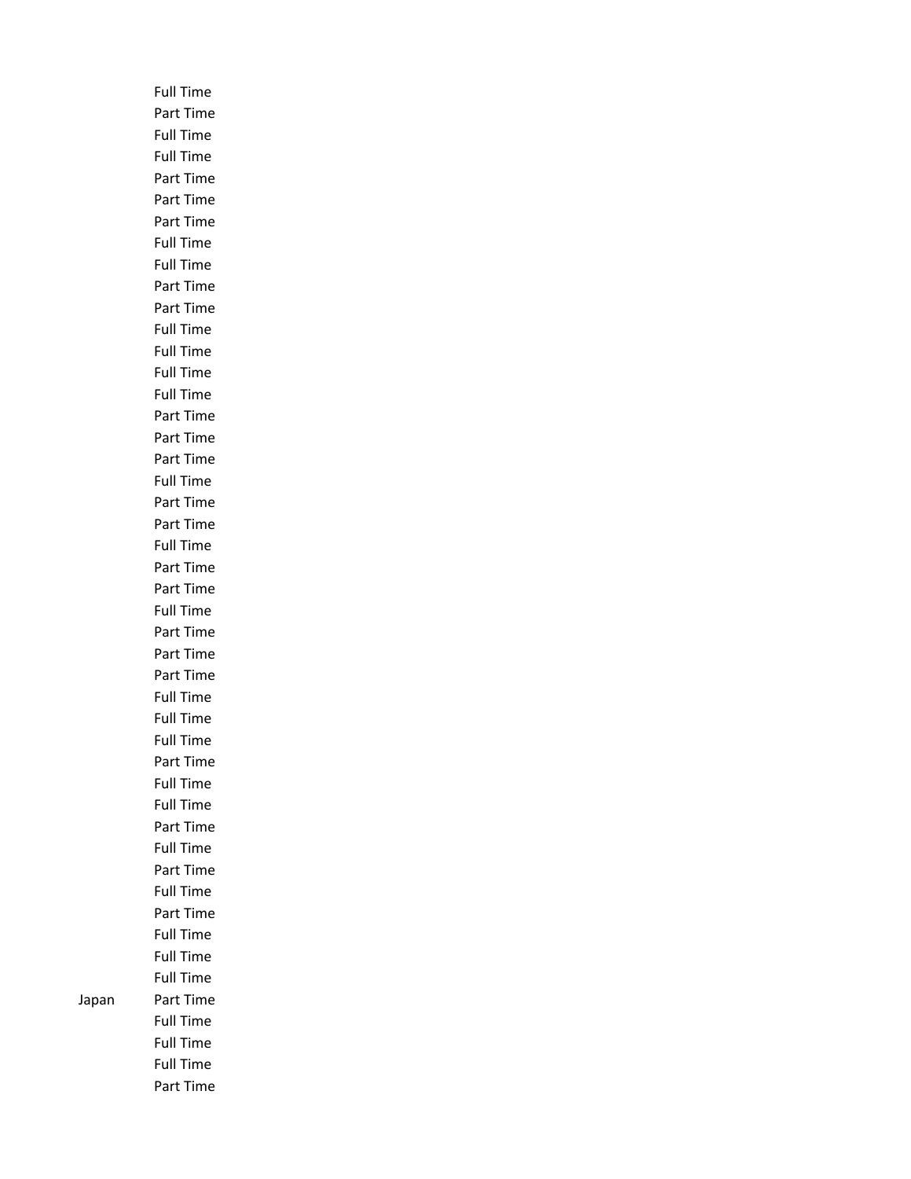| | |
|---|---|
| | Full Time |
| | Part Time |
| | Full Time |
| | Full Time |
| | Part Time |
| | Part Time |
| | Part Time |
| | Full Time |
| | Full Time |
| | Part Time |
| | Part Time |
| | Full Time |
| | Full Time |
| | Full Time |
| | Full Time |
| | Part Time |
| | Part Time |
| | Part Time |
| | Full Time |
| | Part Time |
| | Part Time |
| | Full Time |
| | Part Time |
| | Part Time |
| | Full Time |
| | Part Time |
| | Part Time |
| | Part Time |
| | Full Time |
| | Full Time |
| | Full Time |
| | Part Time |
| | Full Time |
| | Full Time |
| | Part Time |
| | Full Time |
| | Part Time |
| | Full Time |
| | Part Time |
| | Full Time |
| | Full Time |
| | Full Time |
| Japan | Part Time |
| | Full Time |
| | Full Time |
| | Full Time |
| | Part Time |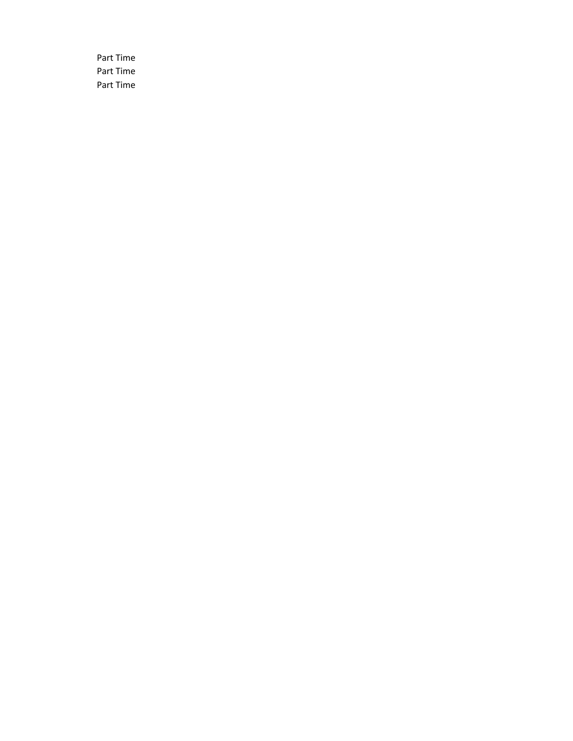Part Time
Part Time
Part Time